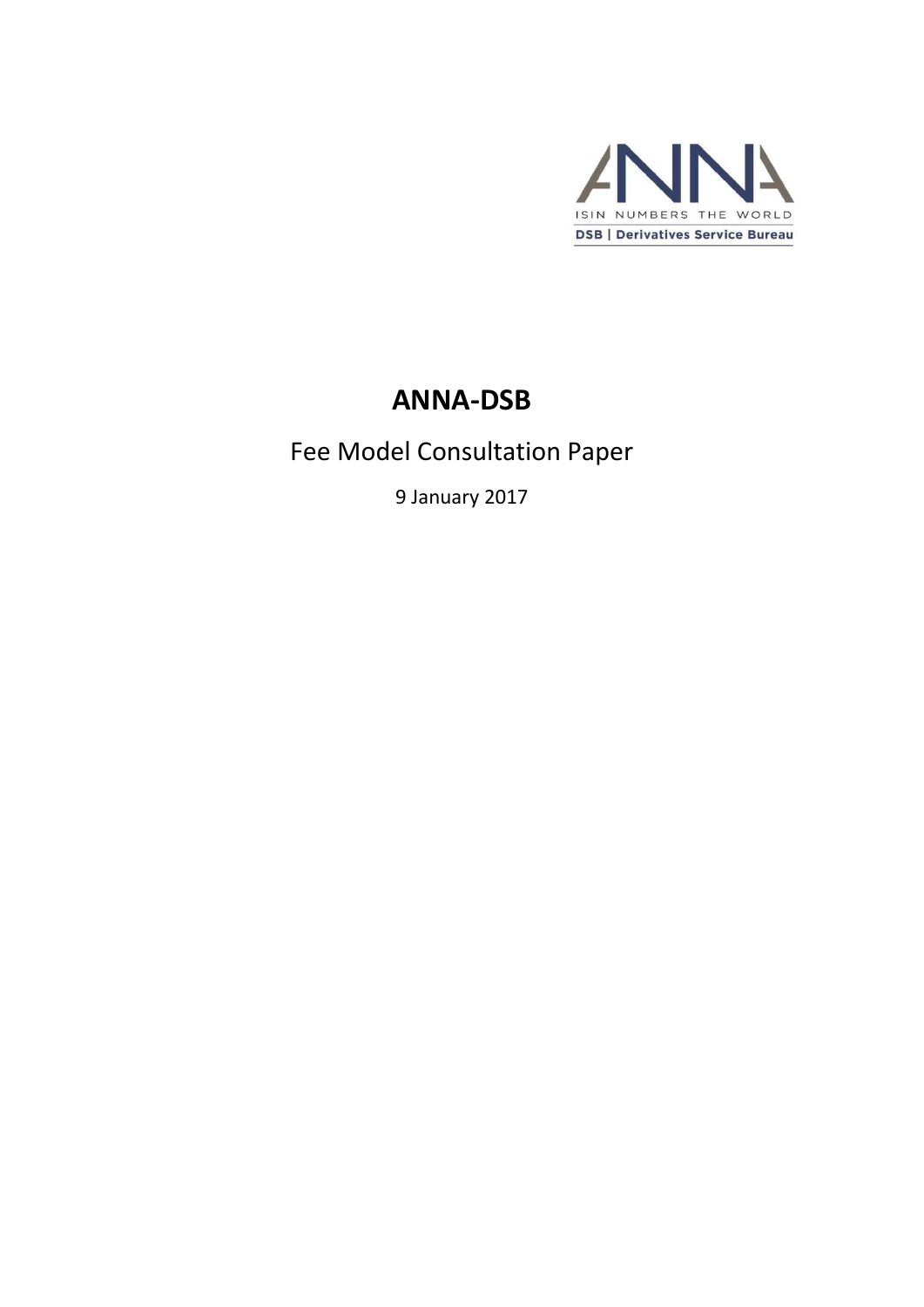ANNA

ISIN NUMBERS THE WORLD

DSB | Derivatives Service Bureau

# ANNA-DSB

## Fee Model Consultation Paper

9 January 2017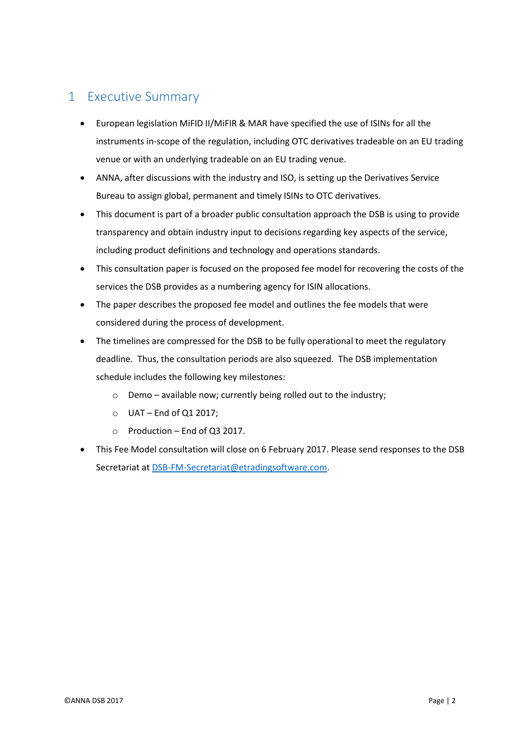# 1 Executive Summary

- European legislation MiFID II/MiFIR & MAR have specified the use of ISINs for all the instruments in-scope of the regulation, including OTC derivatives tradeable on an EU trading venue or with an underlying tradeable on an EU trading venue.
- ANNA, after discussions with the industry and ISO, is setting up the Derivatives Service Bureau to assign global, permanent and timely ISINs to OTC derivatives.
- This document is part of a broader public consultation approach the DSB is using to provide transparency and obtain industry input to decisions regarding key aspects of the service, including product definitions and technology and operations standards.
- This consultation paper is focused on the proposed fee model for recovering the costs of the services the DSB provides as a numbering agency for ISIN allocations.
- The paper describes the proposed fee model and outlines the fee models that were considered during the process of development.
- The timelines are compressed for the DSB to be fully operational to meet the regulatory deadline. Thus, the consultation periods are also squeezed. The DSB implementation schedule includes the following key milestones:
  - Demo – available now; currently being rolled out to the industry;
  - UAT – End of Q1 2017;
  - Production – End of Q3 2017.
- This Fee Model consultation will close on 6 February 2017. Please send responses to the DSB Secretariat at DSB-FM-Secretariat@etradingsoftware.com.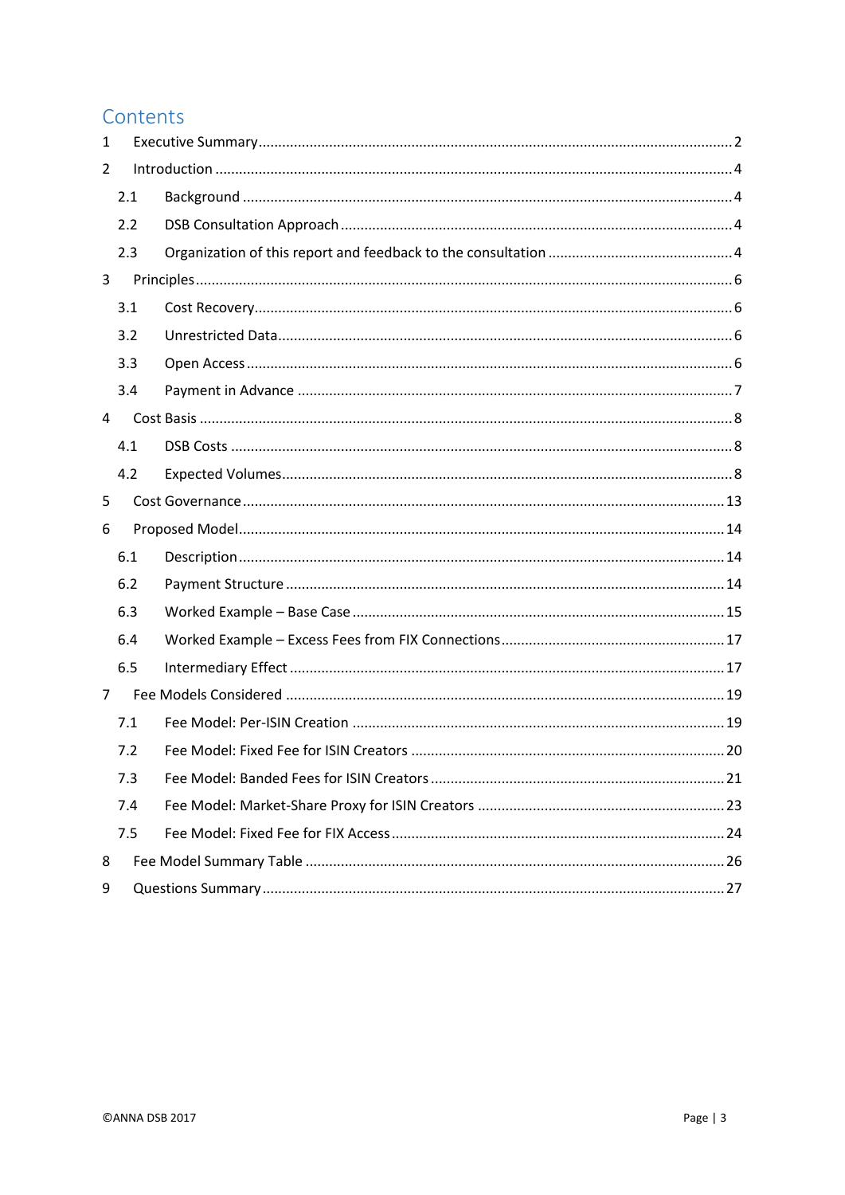# Contents

1 Executive Summary ..... 2

2 Introduction ..... 4

  2.1 Background ..... 4

  2.2 DSB Consultation Approach ..... 4

  2.3 Organization of this report and feedback to the consultation ..... 4

3 Principles ..... 6

  3.1 Cost Recovery ..... 6

  3.2 Unrestricted Data ..... 6

  3.3 Open Access ..... 6

  3.4 Payment in Advance ..... 7

4 Cost Basis ..... 8

  4.1 DSB Costs ..... 8

  4.2 Expected Volumes ..... 8

5 Cost Governance ..... 13

6 Proposed Model ..... 14

  6.1 Description ..... 14

  6.2 Payment Structure ..... 14

  6.3 Worked Example – Base Case ..... 15

  6.4 Worked Example – Excess Fees from FIX Connections ..... 17

  6.5 Intermediary Effect ..... 17

7 Fee Models Considered ..... 19

  7.1 Fee Model: Per-ISIN Creation ..... 19

  7.2 Fee Model: Fixed Fee for ISIN Creators ..... 20

  7.3 Fee Model: Banded Fees for ISIN Creators ..... 21

  7.4 Fee Model: Market-Share Proxy for ISIN Creators ..... 23

  7.5 Fee Model: Fixed Fee for FIX Access ..... 24

8 Fee Model Summary Table ..... 26

9 Questions Summary ..... 27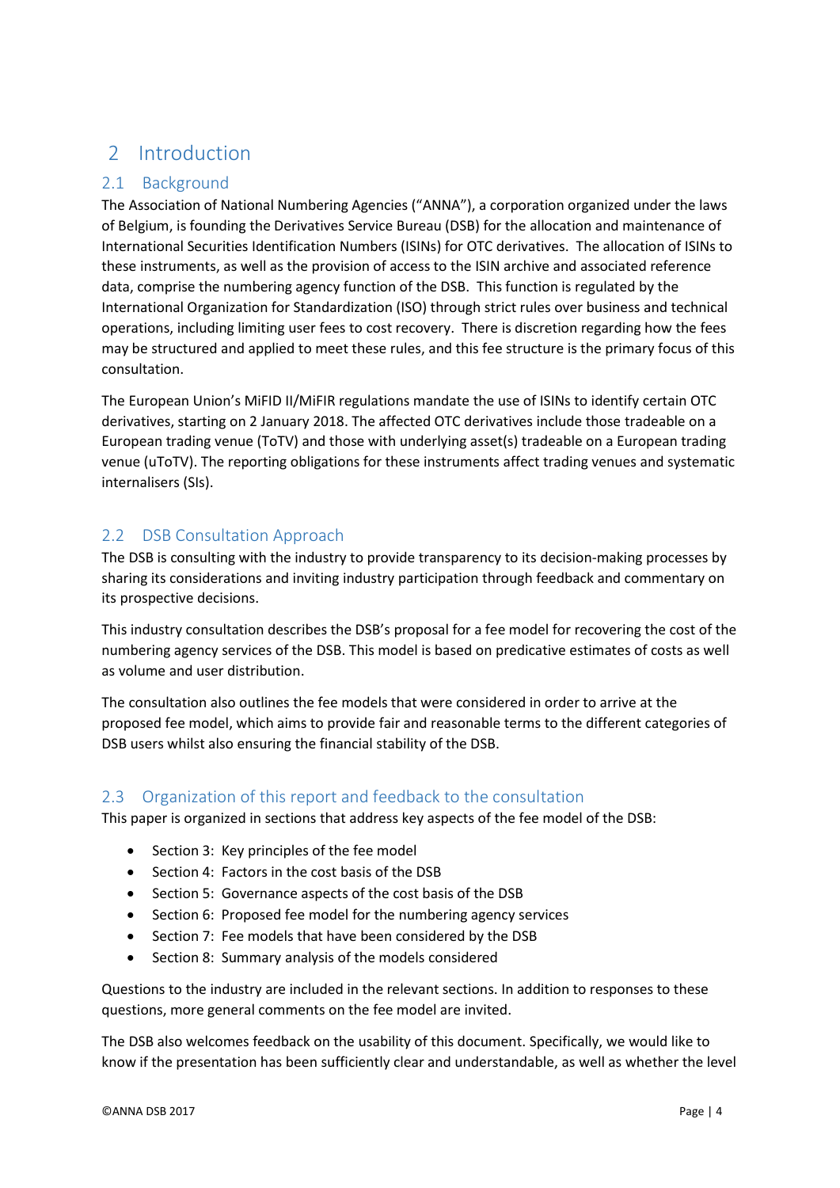# 2 Introduction

## 2.1 Background

The Association of National Numbering Agencies ("ANNA"), a corporation organized under the laws of Belgium, is founding the Derivatives Service Bureau (DSB) for the allocation and maintenance of International Securities Identification Numbers (ISINs) for OTC derivatives. The allocation of ISINs to these instruments, as well as the provision of access to the ISIN archive and associated reference data, comprise the numbering agency function of the DSB. This function is regulated by the International Organization for Standardization (ISO) through strict rules over business and technical operations, including limiting user fees to cost recovery. There is discretion regarding how the fees may be structured and applied to meet these rules, and this fee structure is the primary focus of this consultation.

The European Union's MiFID II/MiFIR regulations mandate the use of ISINs to identify certain OTC derivatives, starting on 2 January 2018. The affected OTC derivatives include those tradeable on a European trading venue (ToTV) and those with underlying asset(s) tradeable on a European trading venue (uToTV). The reporting obligations for these instruments affect trading venues and systematic internalisers (SIs).

## 2.2 DSB Consultation Approach

The DSB is consulting with the industry to provide transparency to its decision-making processes by sharing its considerations and inviting industry participation through feedback and commentary on its prospective decisions.

This industry consultation describes the DSB's proposal for a fee model for recovering the cost of the numbering agency services of the DSB. This model is based on predicative estimates of costs as well as volume and user distribution.

The consultation also outlines the fee models that were considered in order to arrive at the proposed fee model, which aims to provide fair and reasonable terms to the different categories of DSB users whilst also ensuring the financial stability of the DSB.

## 2.3 Organization of this report and feedback to the consultation

This paper is organized in sections that address key aspects of the fee model of the DSB:

- Section 3: Key principles of the fee model
- Section 4: Factors in the cost basis of the DSB
- Section 5: Governance aspects of the cost basis of the DSB
- Section 6: Proposed fee model for the numbering agency services
- Section 7: Fee models that have been considered by the DSB
- Section 8: Summary analysis of the models considered

Questions to the industry are included in the relevant sections. In addition to responses to these questions, more general comments on the fee model are invited.

The DSB also welcomes feedback on the usability of this document. Specifically, we would like to know if the presentation has been sufficiently clear and understandable, as well as whether the level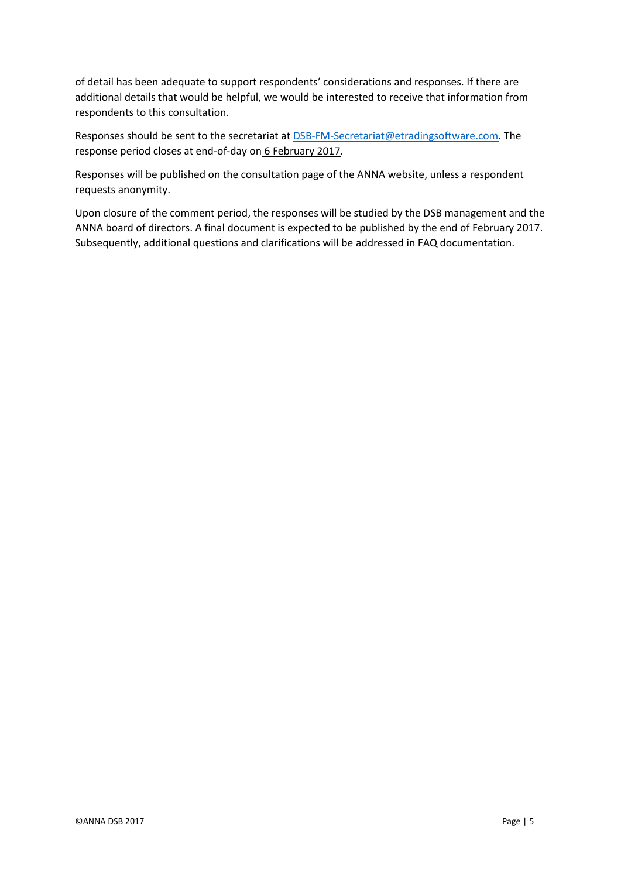of detail has been adequate to support respondents' considerations and responses. If there are additional details that would be helpful, we would be interested to receive that information from respondents to this consultation.

Responses should be sent to the secretariat at DSB-FM-Secretariat@etradingsoftware.com. The response period closes at end-of-day on 6 February 2017.

Responses will be published on the consultation page of the ANNA website, unless a respondent requests anonymity.

Upon closure of the comment period, the responses will be studied by the DSB management and the ANNA board of directors. A final document is expected to be published by the end of February 2017. Subsequently, additional questions and clarifications will be addressed in FAQ documentation.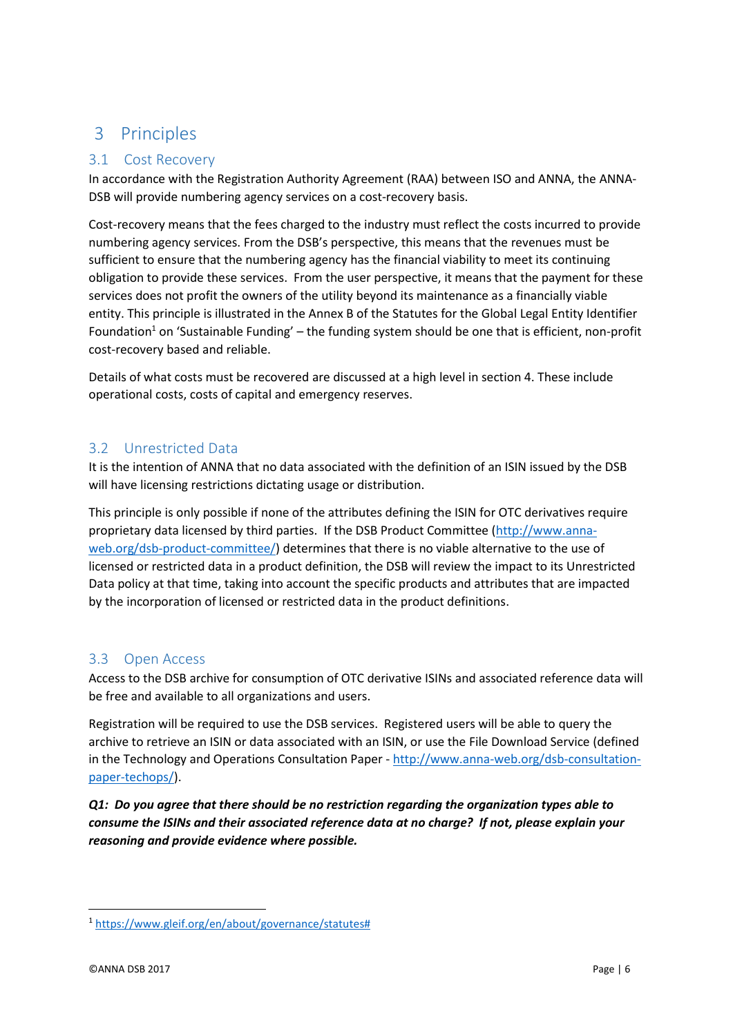# 3 Principles

## 3.1 Cost Recovery

In accordance with the Registration Authority Agreement (RAA) between ISO and ANNA, the ANNA-DSB will provide numbering agency services on a cost-recovery basis.

Cost-recovery means that the fees charged to the industry must reflect the costs incurred to provide numbering agency services. From the DSB's perspective, this means that the revenues must be sufficient to ensure that the numbering agency has the financial viability to meet its continuing obligation to provide these services. From the user perspective, it means that the payment for these services does not profit the owners of the utility beyond its maintenance as a financially viable entity. This principle is illustrated in the Annex B of the Statutes for the Global Legal Entity Identifier Foundation[1] on 'Sustainable Funding' – the funding system should be one that is efficient, non-profit cost-recovery based and reliable.

Details of what costs must be recovered are discussed at a high level in section 4. These include operational costs, costs of capital and emergency reserves.

## 3.2 Unrestricted Data

It is the intention of ANNA that no data associated with the definition of an ISIN issued by the DSB will have licensing restrictions dictating usage or distribution.

This principle is only possible if none of the attributes defining the ISIN for OTC derivatives require proprietary data licensed by third parties. If the DSB Product Committee (http://www.anna-web.org/dsb-product-committee/) determines that there is no viable alternative to the use of licensed or restricted data in a product definition, the DSB will review the impact to its Unrestricted Data policy at that time, taking into account the specific products and attributes that are impacted by the incorporation of licensed or restricted data in the product definitions.

## 3.3 Open Access

Access to the DSB archive for consumption of OTC derivative ISINs and associated reference data will be free and available to all organizations and users.

Registration will be required to use the DSB services. Registered users will be able to query the archive to retrieve an ISIN or data associated with an ISIN, or use the File Download Service (defined in the Technology and Operations Consultation Paper - http://www.anna-web.org/dsb-consultation-paper-techops/).

***Q1: Do you agree that there should be no restriction regarding the organization types able to consume the ISINs and their associated reference data at no charge? If not, please explain your reasoning and provide evidence where possible.***

---

[1] https://www.gleif.org/en/about/governance/statutes#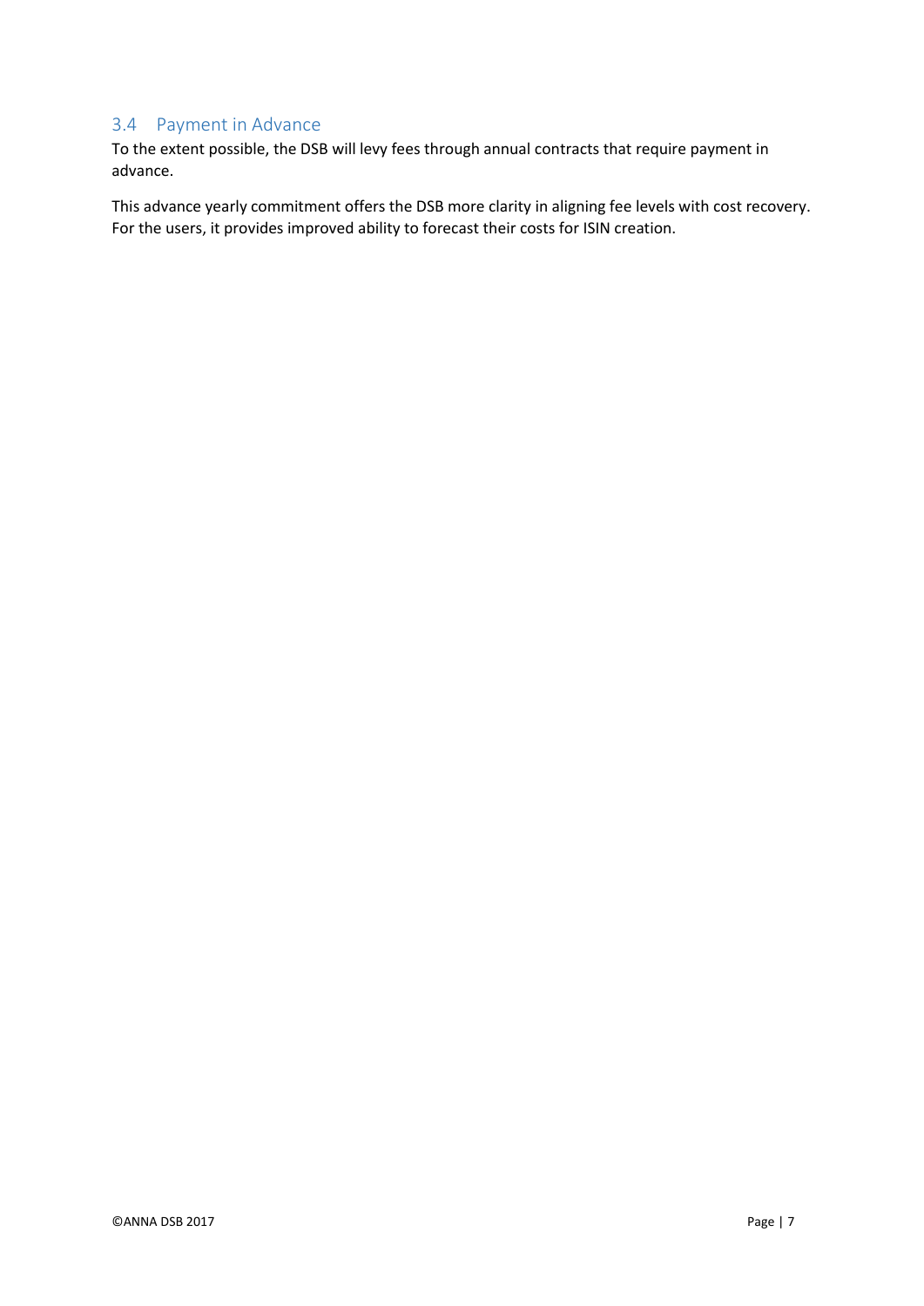## 3.4 Payment in Advance

To the extent possible, the DSB will levy fees through annual contracts that require payment in advance.

This advance yearly commitment offers the DSB more clarity in aligning fee levels with cost recovery. For the users, it provides improved ability to forecast their costs for ISIN creation.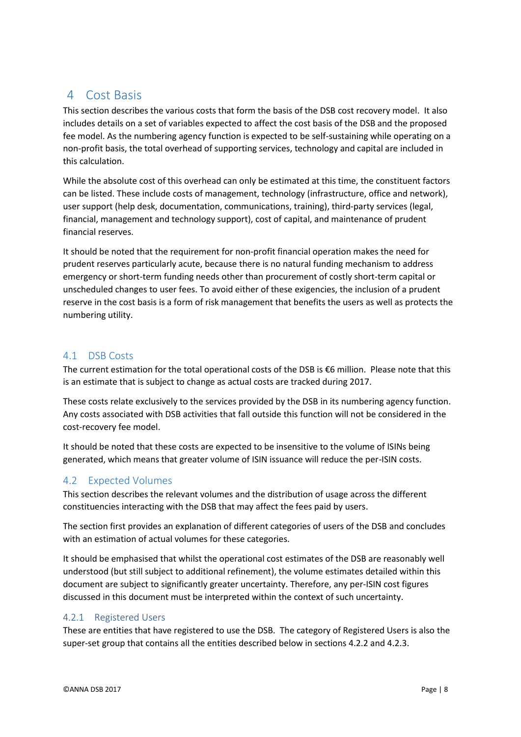# 4 Cost Basis

This section describes the various costs that form the basis of the DSB cost recovery model. It also includes details on a set of variables expected to affect the cost basis of the DSB and the proposed fee model. As the numbering agency function is expected to be self-sustaining while operating on a non-profit basis, the total overhead of supporting services, technology and capital are included in this calculation.

While the absolute cost of this overhead can only be estimated at this time, the constituent factors can be listed. These include costs of management, technology (infrastructure, office and network), user support (help desk, documentation, communications, training), third-party services (legal, financial, management and technology support), cost of capital, and maintenance of prudent financial reserves.

It should be noted that the requirement for non-profit financial operation makes the need for prudent reserves particularly acute, because there is no natural funding mechanism to address emergency or short-term funding needs other than procurement of costly short-term capital or unscheduled changes to user fees. To avoid either of these exigencies, the inclusion of a prudent reserve in the cost basis is a form of risk management that benefits the users as well as protects the numbering utility.

## 4.1 DSB Costs

The current estimation for the total operational costs of the DSB is €6 million. Please note that this is an estimate that is subject to change as actual costs are tracked during 2017.

These costs relate exclusively to the services provided by the DSB in its numbering agency function. Any costs associated with DSB activities that fall outside this function will not be considered in the cost-recovery fee model.

It should be noted that these costs are expected to be insensitive to the volume of ISINs being generated, which means that greater volume of ISIN issuance will reduce the per-ISIN costs.

## 4.2 Expected Volumes

This section describes the relevant volumes and the distribution of usage across the different constituencies interacting with the DSB that may affect the fees paid by users.

The section first provides an explanation of different categories of users of the DSB and concludes with an estimation of actual volumes for these categories.

It should be emphasised that whilst the operational cost estimates of the DSB are reasonably well understood (but still subject to additional refinement), the volume estimates detailed within this document are subject to significantly greater uncertainty. Therefore, any per-ISIN cost figures discussed in this document must be interpreted within the context of such uncertainty.

### 4.2.1 Registered Users

These are entities that have registered to use the DSB. The category of Registered Users is also the super-set group that contains all the entities described below in sections 4.2.2 and 4.2.3.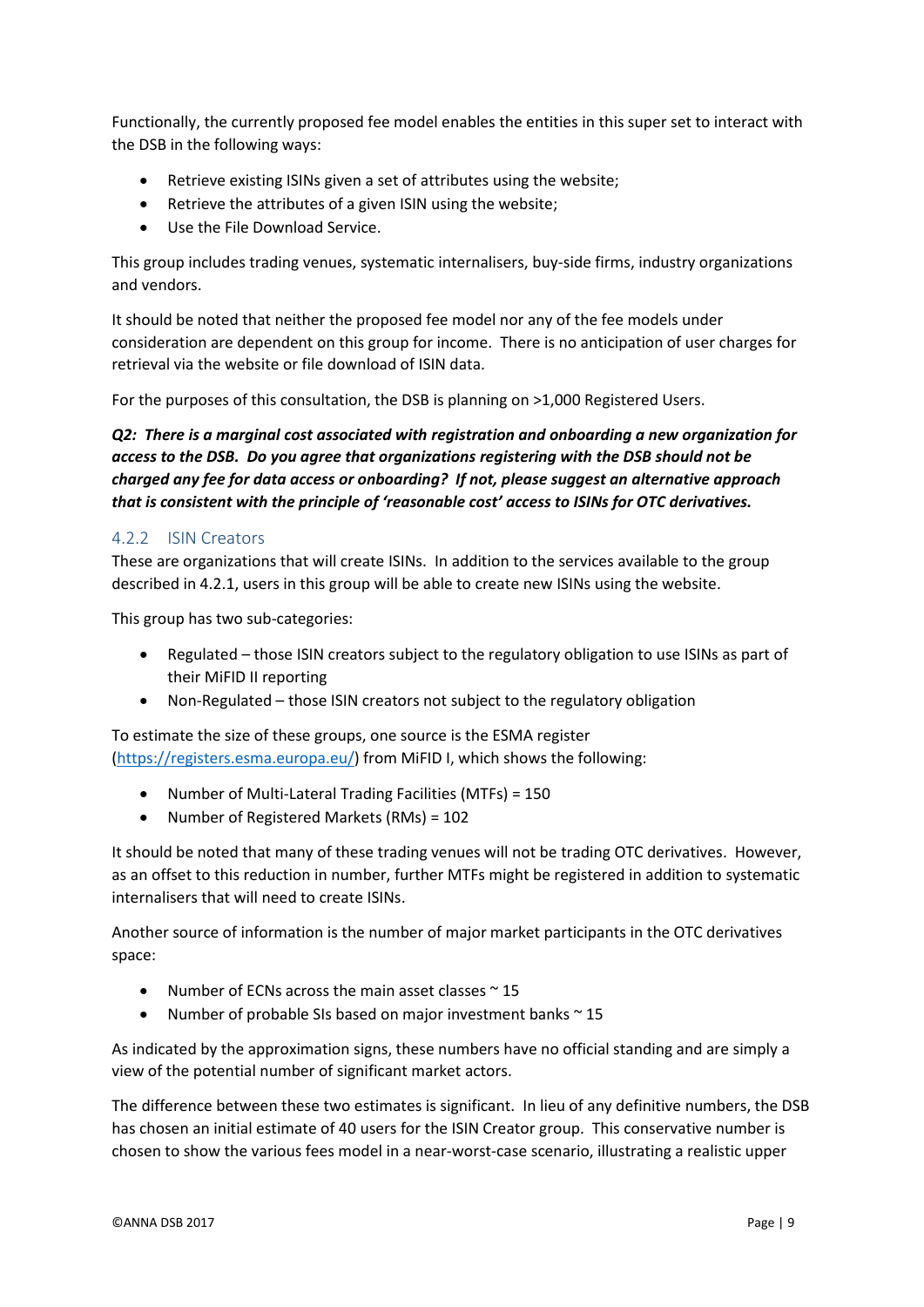Functionally, the currently proposed fee model enables the entities in this super set to interact with the DSB in the following ways:

- Retrieve existing ISINs given a set of attributes using the website;
- Retrieve the attributes of a given ISIN using the website;
- Use the File Download Service.

This group includes trading venues, systematic internalisers, buy-side firms, industry organizations and vendors.

It should be noted that neither the proposed fee model nor any of the fee models under consideration are dependent on this group for income. There is no anticipation of user charges for retrieval via the website or file download of ISIN data.

For the purposes of this consultation, the DSB is planning on >1,000 Registered Users.

***Q2: There is a marginal cost associated with registration and onboarding a new organization for access to the DSB. Do you agree that organizations registering with the DSB should not be charged any fee for data access or onboarding? If not, please suggest an alternative approach that is consistent with the principle of 'reasonable cost' access to ISINs for OTC derivatives.***

### 4.2.2 ISIN Creators

These are organizations that will create ISINs. In addition to the services available to the group described in 4.2.1, users in this group will be able to create new ISINs using the website.

This group has two sub-categories:

- Regulated – those ISIN creators subject to the regulatory obligation to use ISINs as part of their MiFID II reporting
- Non-Regulated – those ISIN creators not subject to the regulatory obligation

To estimate the size of these groups, one source is the ESMA register (https://registers.esma.europa.eu/) from MiFID I, which shows the following:

- Number of Multi-Lateral Trading Facilities (MTFs) = 150
- Number of Registered Markets (RMs) = 102

It should be noted that many of these trading venues will not be trading OTC derivatives. However, as an offset to this reduction in number, further MTFs might be registered in addition to systematic internalisers that will need to create ISINs.

Another source of information is the number of major market participants in the OTC derivatives space:

- Number of ECNs across the main asset classes ~ 15
- Number of probable SIs based on major investment banks ~ 15

As indicated by the approximation signs, these numbers have no official standing and are simply a view of the potential number of significant market actors.

The difference between these two estimates is significant. In lieu of any definitive numbers, the DSB has chosen an initial estimate of 40 users for the ISIN Creator group. This conservative number is chosen to show the various fees model in a near-worst-case scenario, illustrating a realistic upper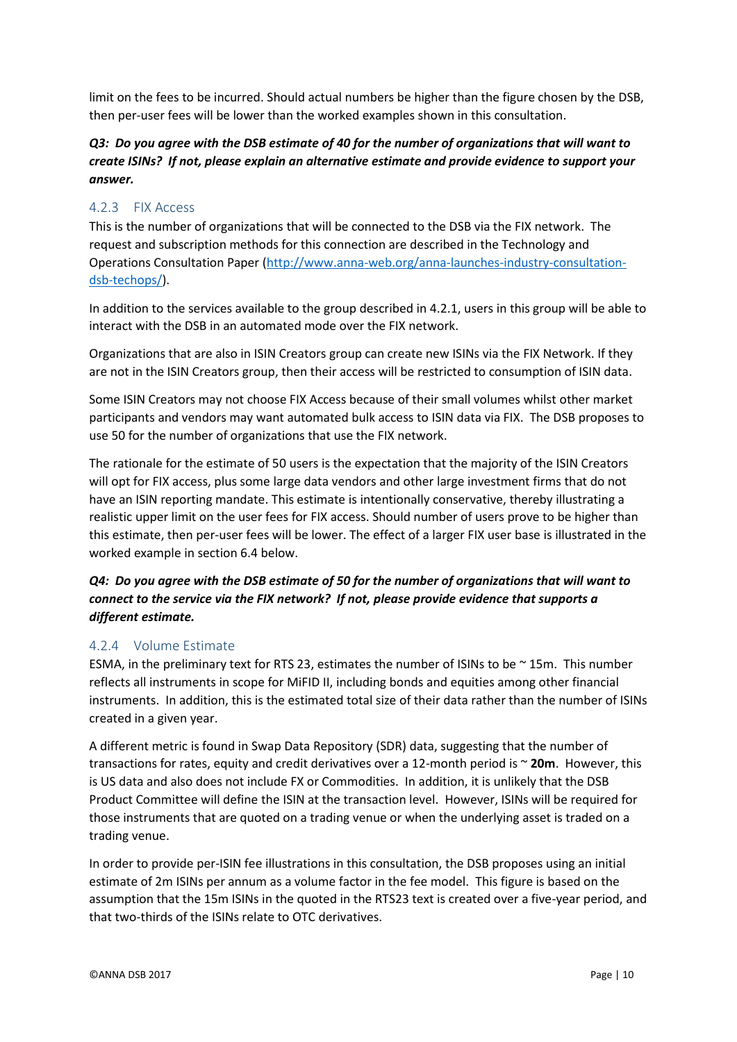limit on the fees to be incurred. Should actual numbers be higher than the figure chosen by the DSB, then per-user fees will be lower than the worked examples shown in this consultation.

***Q3: Do you agree with the DSB estimate of 40 for the number of organizations that will want to create ISINs? If not, please explain an alternative estimate and provide evidence to support your answer.***

### 4.2.3 FIX Access

This is the number of organizations that will be connected to the DSB via the FIX network. The request and subscription methods for this connection are described in the Technology and Operations Consultation Paper ([http://www.anna-web.org/anna-launches-industry-consultation-dsb-techops/](http://www.anna-web.org/anna-launches-industry-consultation-dsb-techops/)).

In addition to the services available to the group described in 4.2.1, users in this group will be able to interact with the DSB in an automated mode over the FIX network.

Organizations that are also in ISIN Creators group can create new ISINs via the FIX Network. If they are not in the ISIN Creators group, then their access will be restricted to consumption of ISIN data.

Some ISIN Creators may not choose FIX Access because of their small volumes whilst other market participants and vendors may want automated bulk access to ISIN data via FIX. The DSB proposes to use 50 for the number of organizations that use the FIX network.

The rationale for the estimate of 50 users is the expectation that the majority of the ISIN Creators will opt for FIX access, plus some large data vendors and other large investment firms that do not have an ISIN reporting mandate. This estimate is intentionally conservative, thereby illustrating a realistic upper limit on the user fees for FIX access. Should number of users prove to be higher than this estimate, then per-user fees will be lower. The effect of a larger FIX user base is illustrated in the worked example in section 6.4 below.

***Q4: Do you agree with the DSB estimate of 50 for the number of organizations that will want to connect to the service via the FIX network? If not, please provide evidence that supports a different estimate.***

### 4.2.4 Volume Estimate

ESMA, in the preliminary text for RTS 23, estimates the number of ISINs to be ~ 15m. This number reflects all instruments in scope for MiFID II, including bonds and equities among other financial instruments. In addition, this is the estimated total size of their data rather than the number of ISINs created in a given year.

A different metric is found in Swap Data Repository (SDR) data, suggesting that the number of transactions for rates, equity and credit derivatives over a 12-month period is ~ **20m**. However, this is US data and also does not include FX or Commodities. In addition, it is unlikely that the DSB Product Committee will define the ISIN at the transaction level. However, ISINs will be required for those instruments that are quoted on a trading venue or when the underlying asset is traded on a trading venue.

In order to provide per-ISIN fee illustrations in this consultation, the DSB proposes using an initial estimate of 2m ISINs per annum as a volume factor in the fee model. This figure is based on the assumption that the 15m ISINs in the quoted in the RTS23 text is created over a five-year period, and that two-thirds of the ISINs relate to OTC derivatives.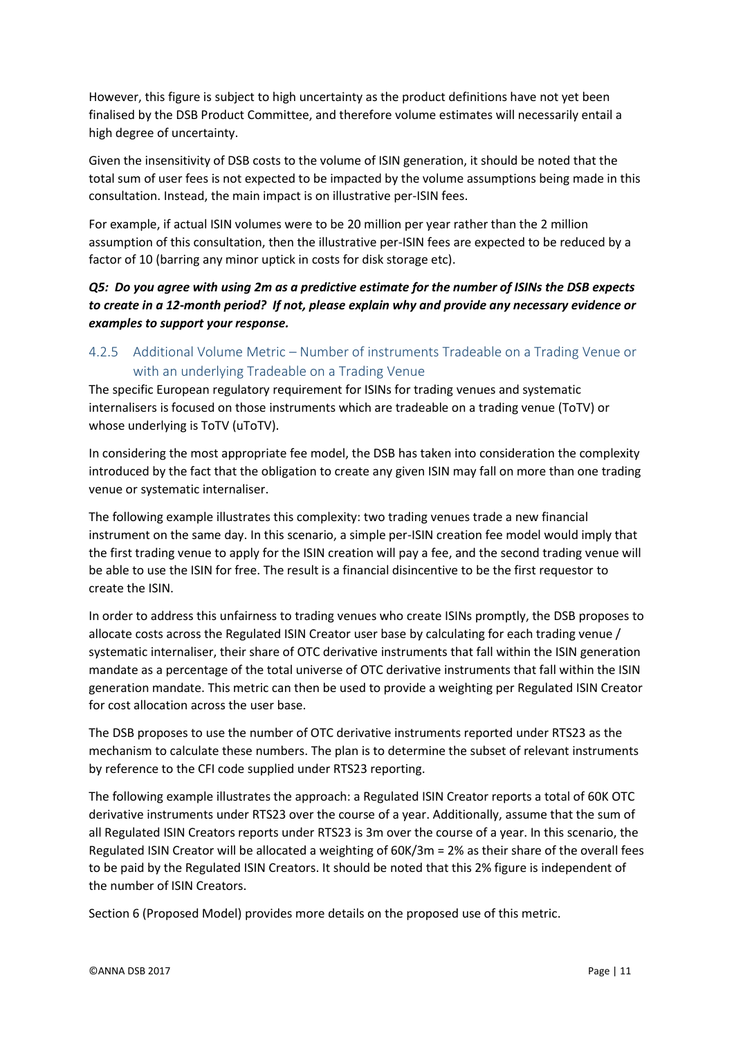However, this figure is subject to high uncertainty as the product definitions have not yet been finalised by the DSB Product Committee, and therefore volume estimates will necessarily entail a high degree of uncertainty.

Given the insensitivity of DSB costs to the volume of ISIN generation, it should be noted that the total sum of user fees is not expected to be impacted by the volume assumptions being made in this consultation. Instead, the main impact is on illustrative per-ISIN fees.

For example, if actual ISIN volumes were to be 20 million per year rather than the 2 million assumption of this consultation, then the illustrative per-ISIN fees are expected to be reduced by a factor of 10 (barring any minor uptick in costs for disk storage etc).

***Q5: Do you agree with using 2m as a predictive estimate for the number of ISINs the DSB expects to create in a 12-month period? If not, please explain why and provide any necessary evidence or examples to support your response.***

### 4.2.5 Additional Volume Metric – Number of instruments Tradeable on a Trading Venue or with an underlying Tradeable on a Trading Venue

The specific European regulatory requirement for ISINs for trading venues and systematic internalisers is focused on those instruments which are tradeable on a trading venue (ToTV) or whose underlying is ToTV (uToTV).

In considering the most appropriate fee model, the DSB has taken into consideration the complexity introduced by the fact that the obligation to create any given ISIN may fall on more than one trading venue or systematic internaliser.

The following example illustrates this complexity: two trading venues trade a new financial instrument on the same day. In this scenario, a simple per-ISIN creation fee model would imply that the first trading venue to apply for the ISIN creation will pay a fee, and the second trading venue will be able to use the ISIN for free. The result is a financial disincentive to be the first requestor to create the ISIN.

In order to address this unfairness to trading venues who create ISINs promptly, the DSB proposes to allocate costs across the Regulated ISIN Creator user base by calculating for each trading venue / systematic internaliser, their share of OTC derivative instruments that fall within the ISIN generation mandate as a percentage of the total universe of OTC derivative instruments that fall within the ISIN generation mandate. This metric can then be used to provide a weighting per Regulated ISIN Creator for cost allocation across the user base.

The DSB proposes to use the number of OTC derivative instruments reported under RTS23 as the mechanism to calculate these numbers. The plan is to determine the subset of relevant instruments by reference to the CFI code supplied under RTS23 reporting.

The following example illustrates the approach: a Regulated ISIN Creator reports a total of 60K OTC derivative instruments under RTS23 over the course of a year. Additionally, assume that the sum of all Regulated ISIN Creators reports under RTS23 is 3m over the course of a year. In this scenario, the Regulated ISIN Creator will be allocated a weighting of 60K/3m = 2% as their share of the overall fees to be paid by the Regulated ISIN Creators. It should be noted that this 2% figure is independent of the number of ISIN Creators.

Section 6 (Proposed Model) provides more details on the proposed use of this metric.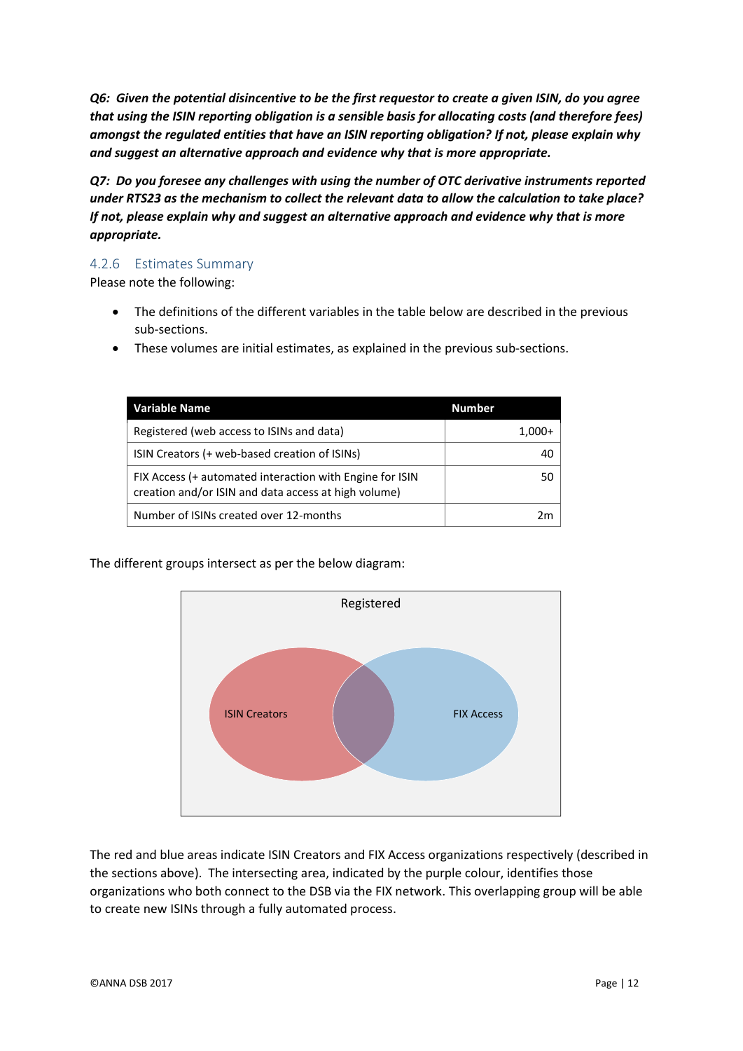***Q6: Given the potential disincentive to be the first requestor to create a given ISIN, do you agree that using the ISIN reporting obligation is a sensible basis for allocating costs (and therefore fees) amongst the regulated entities that have an ISIN reporting obligation? If not, please explain why and suggest an alternative approach and evidence why that is more appropriate.***

***Q7: Do you foresee any challenges with using the number of OTC derivative instruments reported under RTS23 as the mechanism to collect the relevant data to allow the calculation to take place? If not, please explain why and suggest an alternative approach and evidence why that is more appropriate.***

### 4.2.6 Estimates Summary

Please note the following:

- The definitions of the different variables in the table below are described in the previous sub-sections.
- These volumes are initial estimates, as explained in the previous sub-sections.

| Variable Name | Number |
|---|---|
| Registered (web access to ISINs and data) | 1,000+ |
| ISIN Creators (+ web-based creation of ISINs) | 40 |
| FIX Access (+ automated interaction with Engine for ISIN creation and/or ISIN and data access at high volume) | 50 |
| Number of ISINs created over 12-months | 2m |

The different groups intersect as per the below diagram:

Registered

ISIN Creators

FIX Access

The red and blue areas indicate ISIN Creators and FIX Access organizations respectively (described in the sections above). The intersecting area, indicated by the purple colour, identifies those organizations who both connect to the DSB via the FIX network. This overlapping group will be able to create new ISINs through a fully automated process.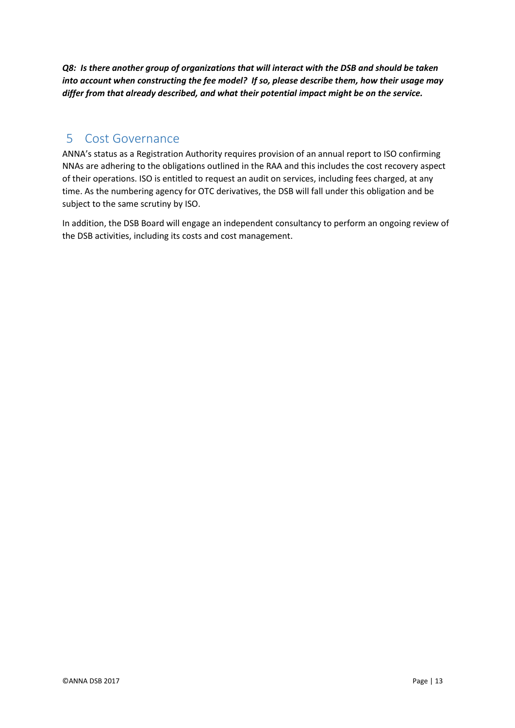***Q8: Is there another group of organizations that will interact with the DSB and should be taken into account when constructing the fee model? If so, please describe them, how their usage may differ from that already described, and what their potential impact might be on the service.***

## 5 Cost Governance

ANNA's status as a Registration Authority requires provision of an annual report to ISO confirming NNAs are adhering to the obligations outlined in the RAA and this includes the cost recovery aspect of their operations. ISO is entitled to request an audit on services, including fees charged, at any time. As the numbering agency for OTC derivatives, the DSB will fall under this obligation and be subject to the same scrutiny by ISO.

In addition, the DSB Board will engage an independent consultancy to perform an ongoing review of the DSB activities, including its costs and cost management.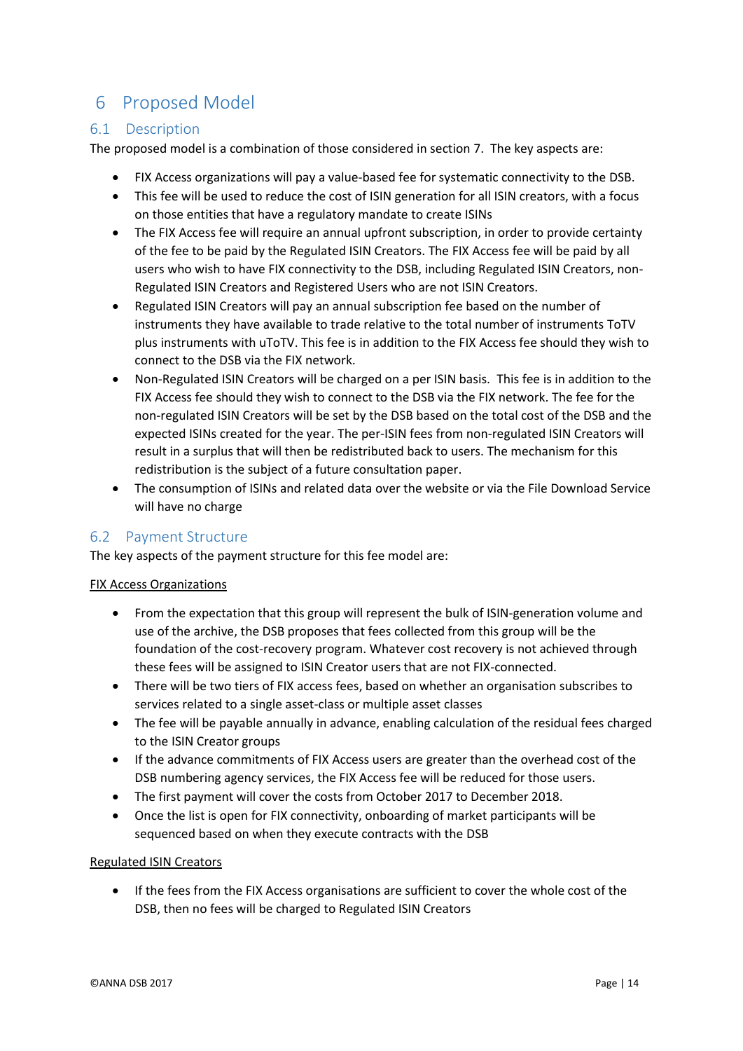# 6 Proposed Model

## 6.1 Description

The proposed model is a combination of those considered in section 7. The key aspects are:

- FIX Access organizations will pay a value-based fee for systematic connectivity to the DSB.
- This fee will be used to reduce the cost of ISIN generation for all ISIN creators, with a focus on those entities that have a regulatory mandate to create ISINs
- The FIX Access fee will require an annual upfront subscription, in order to provide certainty of the fee to be paid by the Regulated ISIN Creators. The FIX Access fee will be paid by all users who wish to have FIX connectivity to the DSB, including Regulated ISIN Creators, non-Regulated ISIN Creators and Registered Users who are not ISIN Creators.
- Regulated ISIN Creators will pay an annual subscription fee based on the number of instruments they have available to trade relative to the total number of instruments ToTV plus instruments with uToTV. This fee is in addition to the FIX Access fee should they wish to connect to the DSB via the FIX network.
- Non-Regulated ISIN Creators will be charged on a per ISIN basis. This fee is in addition to the FIX Access fee should they wish to connect to the DSB via the FIX network. The fee for the non-regulated ISIN Creators will be set by the DSB based on the total cost of the DSB and the expected ISINs created for the year. The per-ISIN fees from non-regulated ISIN Creators will result in a surplus that will then be redistributed back to users. The mechanism for this redistribution is the subject of a future consultation paper.
- The consumption of ISINs and related data over the website or via the File Download Service will have no charge

## 6.2 Payment Structure

The key aspects of the payment structure for this fee model are:

<u>FIX Access Organizations</u>

- From the expectation that this group will represent the bulk of ISIN-generation volume and use of the archive, the DSB proposes that fees collected from this group will be the foundation of the cost-recovery program. Whatever cost recovery is not achieved through these fees will be assigned to ISIN Creator users that are not FIX-connected.
- There will be two tiers of FIX access fees, based on whether an organisation subscribes to services related to a single asset-class or multiple asset classes
- The fee will be payable annually in advance, enabling calculation of the residual fees charged to the ISIN Creator groups
- If the advance commitments of FIX Access users are greater than the overhead cost of the DSB numbering agency services, the FIX Access fee will be reduced for those users.
- The first payment will cover the costs from October 2017 to December 2018.
- Once the list is open for FIX connectivity, onboarding of market participants will be sequenced based on when they execute contracts with the DSB

<u>Regulated ISIN Creators</u>

- If the fees from the FIX Access organisations are sufficient to cover the whole cost of the DSB, then no fees will be charged to Regulated ISIN Creators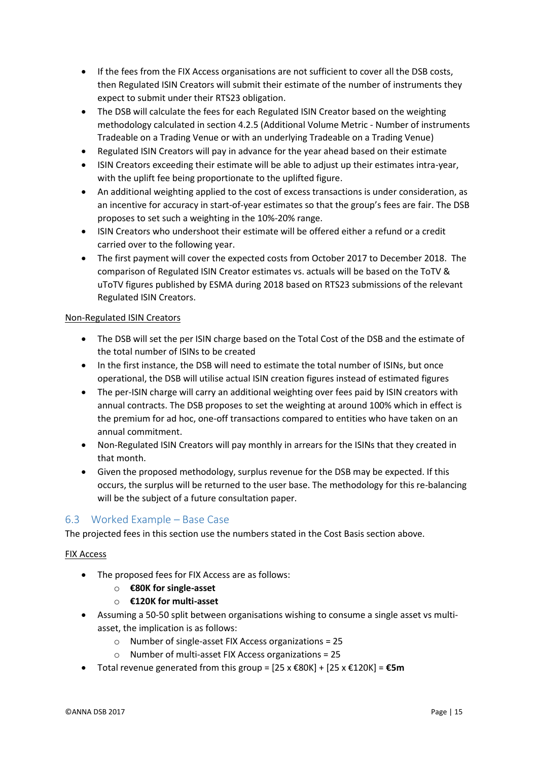- If the fees from the FIX Access organisations are not sufficient to cover all the DSB costs, then Regulated ISIN Creators will submit their estimate of the number of instruments they expect to submit under their RTS23 obligation.
- The DSB will calculate the fees for each Regulated ISIN Creator based on the weighting methodology calculated in section 4.2.5 (Additional Volume Metric - Number of instruments Tradeable on a Trading Venue or with an underlying Tradeable on a Trading Venue)
- Regulated ISIN Creators will pay in advance for the year ahead based on their estimate
- ISIN Creators exceeding their estimate will be able to adjust up their estimates intra-year, with the uplift fee being proportionate to the uplifted figure.
- An additional weighting applied to the cost of excess transactions is under consideration, as an incentive for accuracy in start-of-year estimates so that the group's fees are fair. The DSB proposes to set such a weighting in the 10%-20% range.
- ISIN Creators who undershoot their estimate will be offered either a refund or a credit carried over to the following year.
- The first payment will cover the expected costs from October 2017 to December 2018. The comparison of Regulated ISIN Creator estimates vs. actuals will be based on the ToTV & uToTV figures published by ESMA during 2018 based on RTS23 submissions of the relevant Regulated ISIN Creators.

Non-Regulated ISIN Creators

- The DSB will set the per ISIN charge based on the Total Cost of the DSB and the estimate of the total number of ISINs to be created
- In the first instance, the DSB will need to estimate the total number of ISINs, but once operational, the DSB will utilise actual ISIN creation figures instead of estimated figures
- The per-ISIN charge will carry an additional weighting over fees paid by ISIN creators with annual contracts. The DSB proposes to set the weighting at around 100% which in effect is the premium for ad hoc, one-off transactions compared to entities who have taken on an annual commitment.
- Non-Regulated ISIN Creators will pay monthly in arrears for the ISINs that they created in that month.
- Given the proposed methodology, surplus revenue for the DSB may be expected. If this occurs, the surplus will be returned to the user base. The methodology for this re-balancing will be the subject of a future consultation paper.

## 6.3 Worked Example – Base Case

The projected fees in this section use the numbers stated in the Cost Basis section above.

FIX Access

- The proposed fees for FIX Access are as follows:
  - **€80K for single-asset**
  - **€120K for multi-asset**
- Assuming a 50-50 split between organisations wishing to consume a single asset vs multi-asset, the implication is as follows:
  - Number of single-asset FIX Access organizations = 25
  - Number of multi-asset FIX Access organizations = 25
- Total revenue generated from this group = [25 x €80K] + [25 x €120K] = **€5m**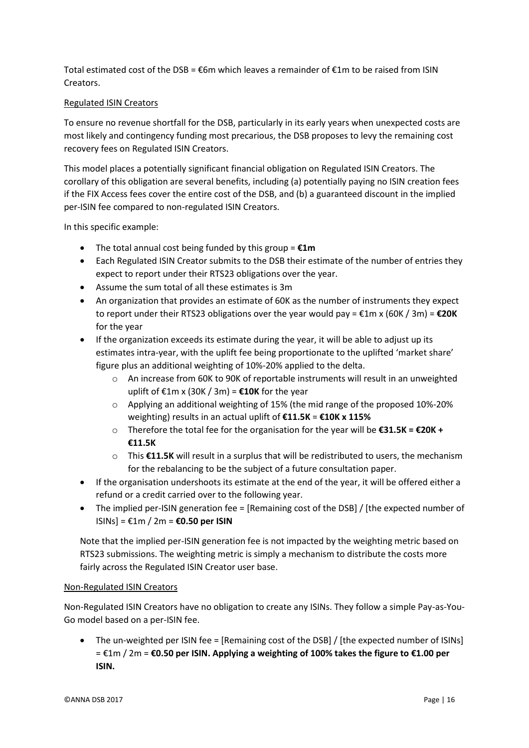Total estimated cost of the DSB = €6m which leaves a remainder of €1m to be raised from ISIN Creators.

Regulated ISIN Creators

To ensure no revenue shortfall for the DSB, particularly in its early years when unexpected costs are most likely and contingency funding most precarious, the DSB proposes to levy the remaining cost recovery fees on Regulated ISIN Creators.

This model places a potentially significant financial obligation on Regulated ISIN Creators. The corollary of this obligation are several benefits, including (a) potentially paying no ISIN creation fees if the FIX Access fees cover the entire cost of the DSB, and (b) a guaranteed discount in the implied per-ISIN fee compared to non-regulated ISIN Creators.

In this specific example:

- The total annual cost being funded by this group = **€1m**
- Each Regulated ISIN Creator submits to the DSB their estimate of the number of entries they expect to report under their RTS23 obligations over the year.
- Assume the sum total of all these estimates is 3m
- An organization that provides an estimate of 60K as the number of instruments they expect to report under their RTS23 obligations over the year would pay = €1m x (60K / 3m) = **€20K** for the year
- If the organization exceeds its estimate during the year, it will be able to adjust up its estimates intra-year, with the uplift fee being proportionate to the uplifted 'market share' figure plus an additional weighting of 10%-20% applied to the delta.
  - An increase from 60K to 90K of reportable instruments will result in an unweighted uplift of €1m x (30K / 3m) = **€10K** for the year
  - Applying an additional weighting of 15% (the mid range of the proposed 10%-20% weighting) results in an actual uplift of **€11.5K** = **€10K x 115%**
  - Therefore the total fee for the organisation for the year will be **€31.5K = €20K + €11.5K**
  - This **€11.5K** will result in a surplus that will be redistributed to users, the mechanism for the rebalancing to be the subject of a future consultation paper.
- If the organisation undershoots its estimate at the end of the year, it will be offered either a refund or a credit carried over to the following year.
- The implied per-ISIN generation fee = [Remaining cost of the DSB] / [the expected number of ISINs] = €1m / 2m = **€0.50 per ISIN**

Note that the implied per-ISIN generation fee is not impacted by the weighting metric based on RTS23 submissions. The weighting metric is simply a mechanism to distribute the costs more fairly across the Regulated ISIN Creator user base.

Non-Regulated ISIN Creators

Non-Regulated ISIN Creators have no obligation to create any ISINs. They follow a simple Pay-as-You-Go model based on a per-ISIN fee.

- The un-weighted per ISIN fee = [Remaining cost of the DSB] / [the expected number of ISINs] = €1m / 2m = **€0.50 per ISIN. Applying a weighting of 100% takes the figure to €1.00 per ISIN.**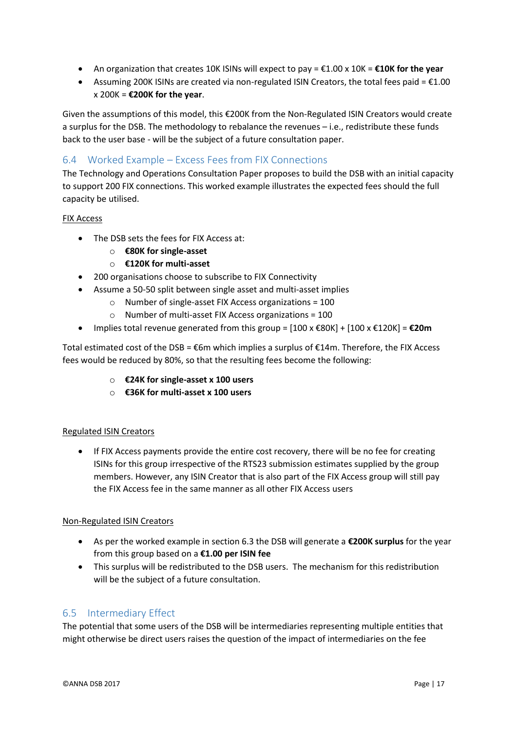- An organization that creates 10K ISINs will expect to pay = €1.00 x 10K = **€10K for the year**
- Assuming 200K ISINs are created via non-regulated ISIN Creators, the total fees paid = €1.00 x 200K = **€200K for the year**.

Given the assumptions of this model, this €200K from the Non-Regulated ISIN Creators would create a surplus for the DSB. The methodology to rebalance the revenues – i.e., redistribute these funds back to the user base - will be the subject of a future consultation paper.

## 6.4 Worked Example – Excess Fees from FIX Connections

The Technology and Operations Consultation Paper proposes to build the DSB with an initial capacity to support 200 FIX connections. This worked example illustrates the expected fees should the full capacity be utilised.

FIX Access

- The DSB sets the fees for FIX Access at:
  - **€80K for single-asset**
  - **€120K for multi-asset**
- 200 organisations choose to subscribe to FIX Connectivity
- Assume a 50-50 split between single asset and multi-asset implies
  - Number of single-asset FIX Access organizations = 100
  - Number of multi-asset FIX Access organizations = 100
- Implies total revenue generated from this group = [100 x €80K] + [100 x €120K] = **€20m**

Total estimated cost of the DSB = €6m which implies a surplus of €14m. Therefore, the FIX Access fees would be reduced by 80%, so that the resulting fees become the following:

  - **€24K for single-asset x 100 users**
  - **€36K for multi-asset x 100 users**

Regulated ISIN Creators

- If FIX Access payments provide the entire cost recovery, there will be no fee for creating ISINs for this group irrespective of the RTS23 submission estimates supplied by the group members. However, any ISIN Creator that is also part of the FIX Access group will still pay the FIX Access fee in the same manner as all other FIX Access users

Non-Regulated ISIN Creators

- As per the worked example in section 6.3 the DSB will generate a **€200K surplus** for the year from this group based on a **€1.00 per ISIN fee**
- This surplus will be redistributed to the DSB users. The mechanism for this redistribution will be the subject of a future consultation.

## 6.5 Intermediary Effect

The potential that some users of the DSB will be intermediaries representing multiple entities that might otherwise be direct users raises the question of the impact of intermediaries on the fee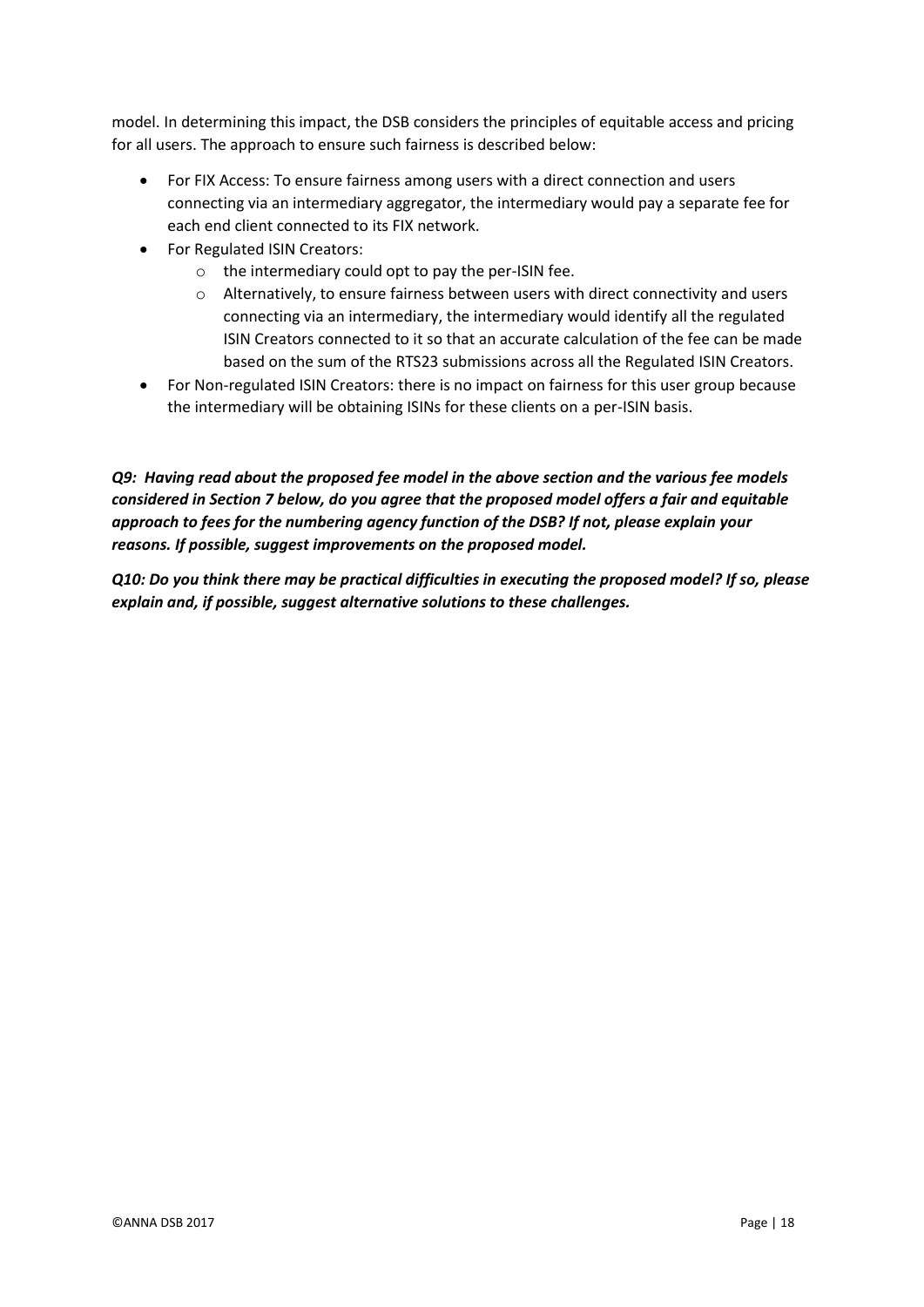model. In determining this impact, the DSB considers the principles of equitable access and pricing for all users. The approach to ensure such fairness is described below:

- For FIX Access: To ensure fairness among users with a direct connection and users connecting via an intermediary aggregator, the intermediary would pay a separate fee for each end client connected to its FIX network.
- For Regulated ISIN Creators:
  - the intermediary could opt to pay the per-ISIN fee.
  - Alternatively, to ensure fairness between users with direct connectivity and users connecting via an intermediary, the intermediary would identify all the regulated ISIN Creators connected to it so that an accurate calculation of the fee can be made based on the sum of the RTS23 submissions across all the Regulated ISIN Creators.
- For Non-regulated ISIN Creators: there is no impact on fairness for this user group because the intermediary will be obtaining ISINs for these clients on a per-ISIN basis.

***Q9: Having read about the proposed fee model in the above section and the various fee models considered in Section 7 below, do you agree that the proposed model offers a fair and equitable approach to fees for the numbering agency function of the DSB? If not, please explain your reasons. If possible, suggest improvements on the proposed model.***

***Q10: Do you think there may be practical difficulties in executing the proposed model? If so, please explain and, if possible, suggest alternative solutions to these challenges.***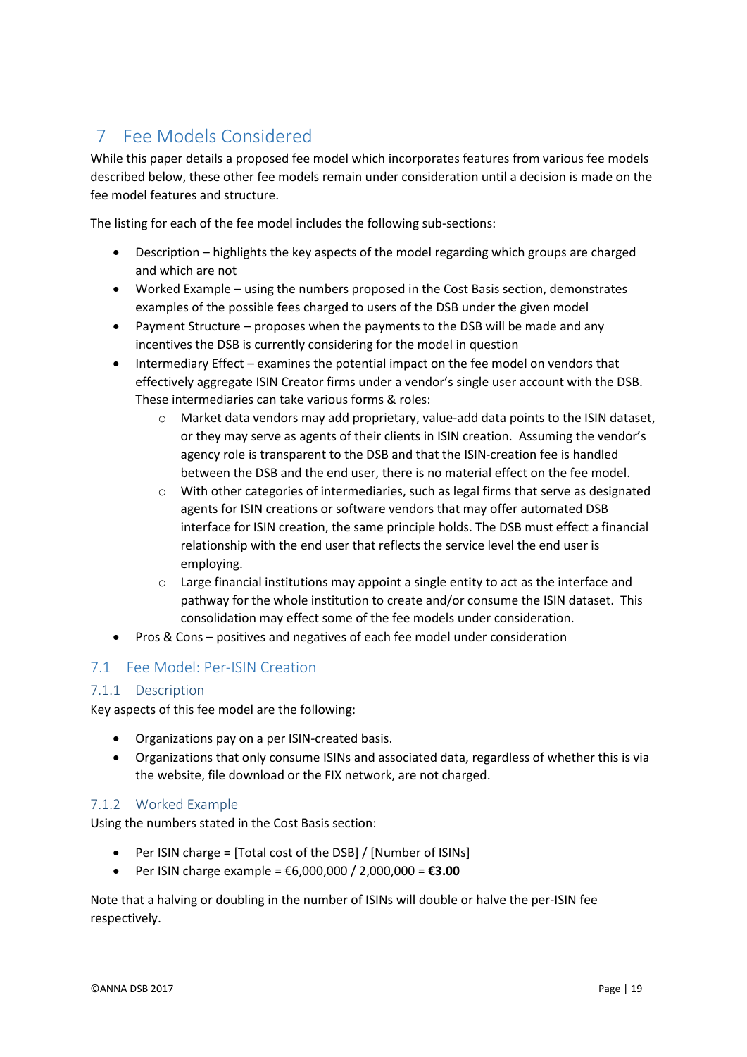# 7 Fee Models Considered

While this paper details a proposed fee model which incorporates features from various fee models described below, these other fee models remain under consideration until a decision is made on the fee model features and structure.

The listing for each of the fee model includes the following sub-sections:

- Description – highlights the key aspects of the model regarding which groups are charged and which are not
- Worked Example – using the numbers proposed in the Cost Basis section, demonstrates examples of the possible fees charged to users of the DSB under the given model
- Payment Structure – proposes when the payments to the DSB will be made and any incentives the DSB is currently considering for the model in question
- Intermediary Effect – examines the potential impact on the fee model on vendors that effectively aggregate ISIN Creator firms under a vendor's single user account with the DSB. These intermediaries can take various forms & roles:
    - Market data vendors may add proprietary, value-add data points to the ISIN dataset, or they may serve as agents of their clients in ISIN creation. Assuming the vendor's agency role is transparent to the DSB and that the ISIN-creation fee is handled between the DSB and the end user, there is no material effect on the fee model.
    - With other categories of intermediaries, such as legal firms that serve as designated agents for ISIN creations or software vendors that may offer automated DSB interface for ISIN creation, the same principle holds. The DSB must effect a financial relationship with the end user that reflects the service level the end user is employing.
    - Large financial institutions may appoint a single entity to act as the interface and pathway for the whole institution to create and/or consume the ISIN dataset. This consolidation may effect some of the fee models under consideration.
- Pros & Cons – positives and negatives of each fee model under consideration

## 7.1 Fee Model: Per-ISIN Creation

### 7.1.1 Description

Key aspects of this fee model are the following:

- Organizations pay on a per ISIN-created basis.
- Organizations that only consume ISINs and associated data, regardless of whether this is via the website, file download or the FIX network, are not charged.

### 7.1.2 Worked Example

Using the numbers stated in the Cost Basis section:

- Per ISIN charge = [Total cost of the DSB] / [Number of ISINs]
- Per ISIN charge example = €6,000,000 / 2,000,000 = **€3.00**

Note that a halving or doubling in the number of ISINs will double or halve the per-ISIN fee respectively.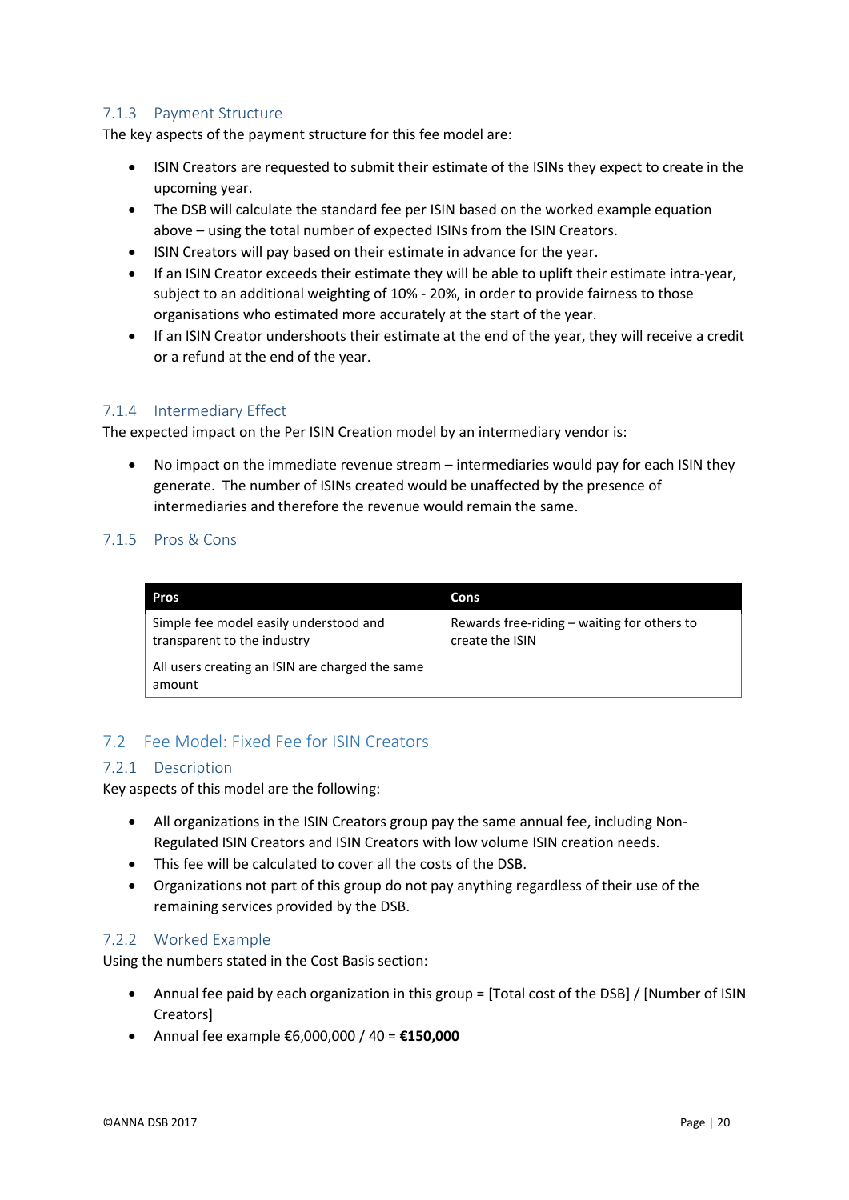### 7.1.3 Payment Structure

The key aspects of the payment structure for this fee model are:

- ISIN Creators are requested to submit their estimate of the ISINs they expect to create in the upcoming year.
- The DSB will calculate the standard fee per ISIN based on the worked example equation above – using the total number of expected ISINs from the ISIN Creators.
- ISIN Creators will pay based on their estimate in advance for the year.
- If an ISIN Creator exceeds their estimate they will be able to uplift their estimate intra-year, subject to an additional weighting of 10% - 20%, in order to provide fairness to those organisations who estimated more accurately at the start of the year.
- If an ISIN Creator undershoots their estimate at the end of the year, they will receive a credit or a refund at the end of the year.

### 7.1.4 Intermediary Effect

The expected impact on the Per ISIN Creation model by an intermediary vendor is:

- No impact on the immediate revenue stream – intermediaries would pay for each ISIN they generate. The number of ISINs created would be unaffected by the presence of intermediaries and therefore the revenue would remain the same.

### 7.1.5 Pros & Cons

| Pros | Cons |
|---|---|
| Simple fee model easily understood and transparent to the industry | Rewards free-riding – waiting for others to create the ISIN |
| All users creating an ISIN are charged the same amount | |

## 7.2 Fee Model: Fixed Fee for ISIN Creators

### 7.2.1 Description

Key aspects of this model are the following:

- All organizations in the ISIN Creators group pay the same annual fee, including Non-Regulated ISIN Creators and ISIN Creators with low volume ISIN creation needs.
- This fee will be calculated to cover all the costs of the DSB.
- Organizations not part of this group do not pay anything regardless of their use of the remaining services provided by the DSB.

### 7.2.2 Worked Example

Using the numbers stated in the Cost Basis section:

- Annual fee paid by each organization in this group = [Total cost of the DSB] / [Number of ISIN Creators]
- Annual fee example €6,000,000 / 40 = **€150,000**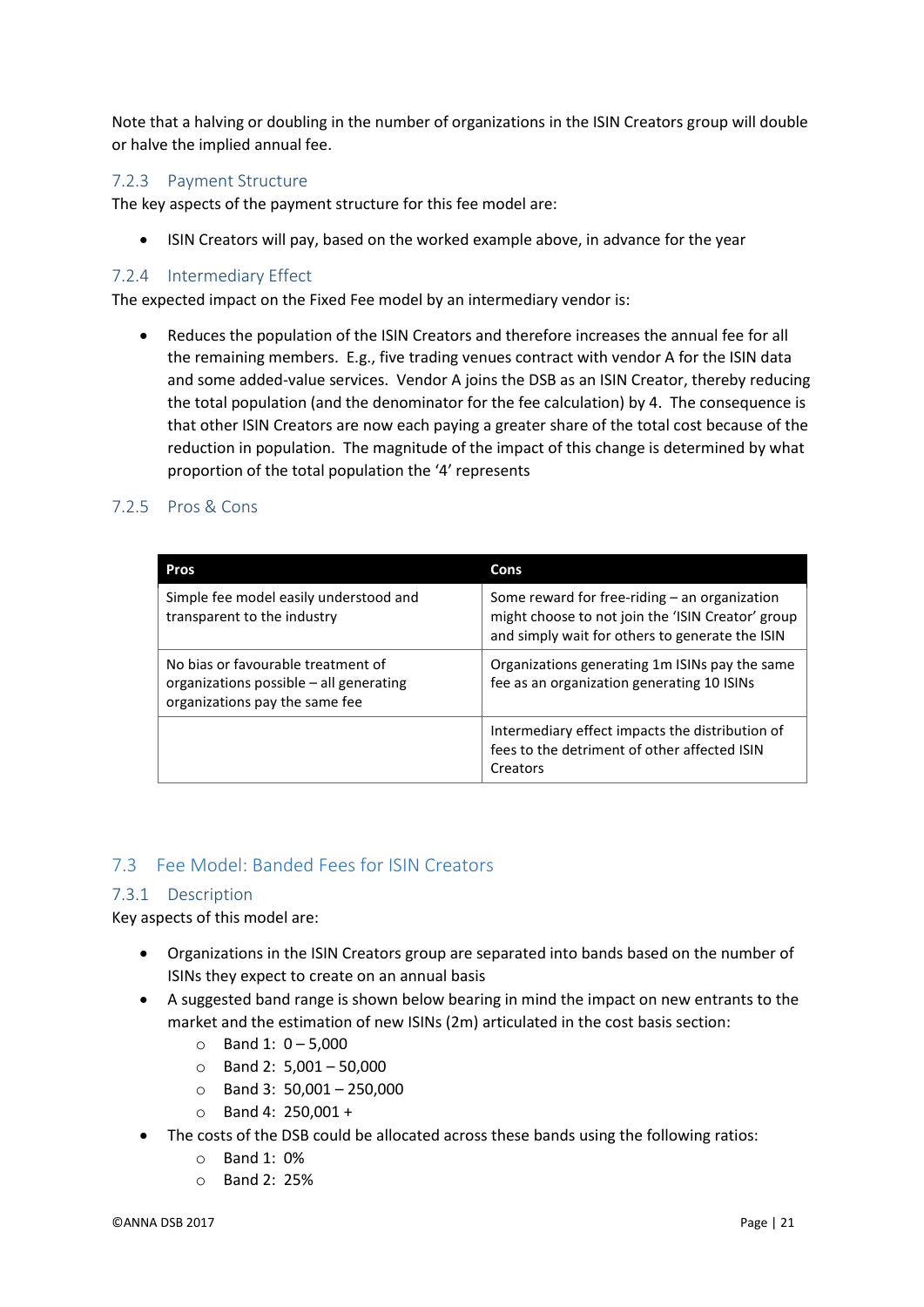Note that a halving or doubling in the number of organizations in the ISIN Creators group will double or halve the implied annual fee.

#### 7.2.3 Payment Structure

The key aspects of the payment structure for this fee model are:

- ISIN Creators will pay, based on the worked example above, in advance for the year

#### 7.2.4 Intermediary Effect

The expected impact on the Fixed Fee model by an intermediary vendor is:

- Reduces the population of the ISIN Creators and therefore increases the annual fee for all the remaining members. E.g., five trading venues contract with vendor A for the ISIN data and some added-value services. Vendor A joins the DSB as an ISIN Creator, thereby reducing the total population (and the denominator for the fee calculation) by 4. The consequence is that other ISIN Creators are now each paying a greater share of the total cost because of the reduction in population. The magnitude of the impact of this change is determined by what proportion of the total population the '4' represents

#### 7.2.5 Pros & Cons

| Pros | Cons |
|---|---|
| Simple fee model easily understood and transparent to the industry | Some reward for free-riding – an organization might choose to not join the 'ISIN Creator' group and simply wait for others to generate the ISIN |
| No bias or favourable treatment of organizations possible – all generating organizations pay the same fee | Organizations generating 1m ISINs pay the same fee as an organization generating 10 ISINs |
| | Intermediary effect impacts the distribution of fees to the detriment of other affected ISIN Creators |

### 7.3 Fee Model: Banded Fees for ISIN Creators

#### 7.3.1 Description

Key aspects of this model are:

- Organizations in the ISIN Creators group are separated into bands based on the number of ISINs they expect to create on an annual basis
- A suggested band range is shown below bearing in mind the impact on new entrants to the market and the estimation of new ISINs (2m) articulated in the cost basis section:
  - Band 1: 0 – 5,000
  - Band 2: 5,001 – 50,000
  - Band 3: 50,001 – 250,000
  - Band 4: 250,001 +
- The costs of the DSB could be allocated across these bands using the following ratios:
  - Band 1: 0%
  - Band 2: 25%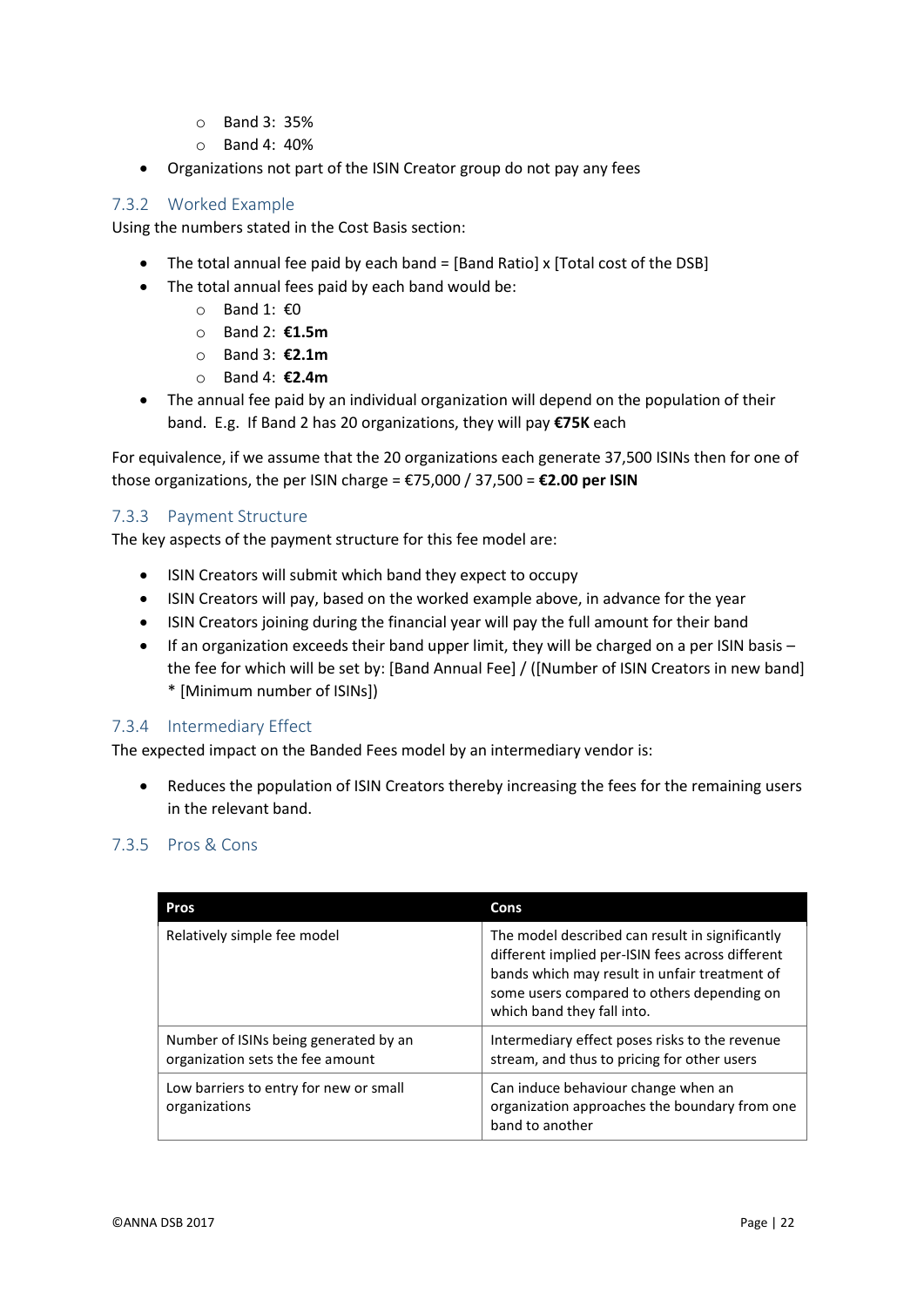- Band 3: 35%
  - Band 4: 40%
- Organizations not part of the ISIN Creator group do not pay any fees

### 7.3.2 Worked Example

Using the numbers stated in the Cost Basis section:

- The total annual fee paid by each band = [Band Ratio] x [Total cost of the DSB]
- The total annual fees paid by each band would be:
  - Band 1: €0
  - Band 2: **€1.5m**
  - Band 3: **€2.1m**
  - Band 4: **€2.4m**
- The annual fee paid by an individual organization will depend on the population of their band. E.g. If Band 2 has 20 organizations, they will pay **€75K** each

For equivalence, if we assume that the 20 organizations each generate 37,500 ISINs then for one of those organizations, the per ISIN charge = €75,000 / 37,500 = **€2.00 per ISIN**

### 7.3.3 Payment Structure

The key aspects of the payment structure for this fee model are:

- ISIN Creators will submit which band they expect to occupy
- ISIN Creators will pay, based on the worked example above, in advance for the year
- ISIN Creators joining during the financial year will pay the full amount for their band
- If an organization exceeds their band upper limit, they will be charged on a per ISIN basis – the fee for which will be set by: [Band Annual Fee] / ([Number of ISIN Creators in new band] * [Minimum number of ISINs])

### 7.3.4 Intermediary Effect

The expected impact on the Banded Fees model by an intermediary vendor is:

- Reduces the population of ISIN Creators thereby increasing the fees for the remaining users in the relevant band.

### 7.3.5 Pros & Cons

| Pros | Cons |
|---|---|
| Relatively simple fee model | The model described can result in significantly different implied per-ISIN fees across different bands which may result in unfair treatment of some users compared to others depending on which band they fall into. |
| Number of ISINs being generated by an organization sets the fee amount | Intermediary effect poses risks to the revenue stream, and thus to pricing for other users |
| Low barriers to entry for new or small organizations | Can induce behaviour change when an organization approaches the boundary from one band to another |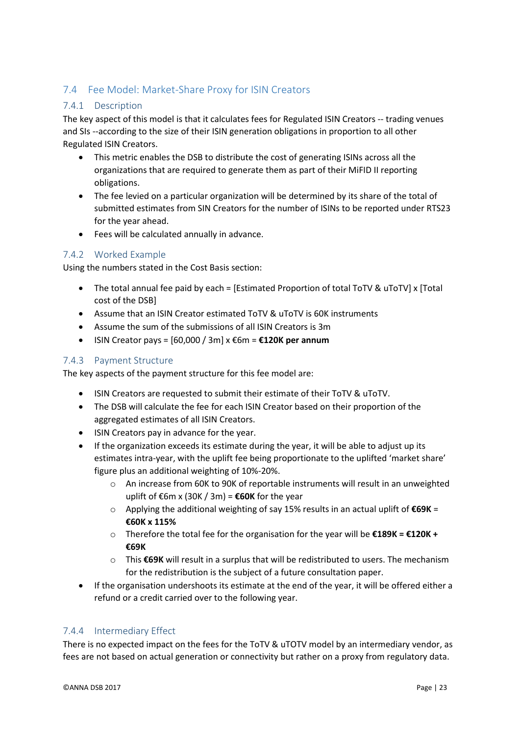## 7.4 Fee Model: Market-Share Proxy for ISIN Creators

### 7.4.1 Description

The key aspect of this model is that it calculates fees for Regulated ISIN Creators -- trading venues and SIs --according to the size of their ISIN generation obligations in proportion to all other Regulated ISIN Creators.

- This metric enables the DSB to distribute the cost of generating ISINs across all the organizations that are required to generate them as part of their MiFID II reporting obligations.
- The fee levied on a particular organization will be determined by its share of the total of submitted estimates from SIN Creators for the number of ISINs to be reported under RTS23 for the year ahead.
- Fees will be calculated annually in advance.

### 7.4.2 Worked Example

Using the numbers stated in the Cost Basis section:

- The total annual fee paid by each = [Estimated Proportion of total ToTV & uToTV] x [Total cost of the DSB]
- Assume that an ISIN Creator estimated ToTV & uToTV is 60K instruments
- Assume the sum of the submissions of all ISIN Creators is 3m
- ISIN Creator pays = [60,000 / 3m] x €6m = **€120K per annum**

### 7.4.3 Payment Structure

The key aspects of the payment structure for this fee model are:

- ISIN Creators are requested to submit their estimate of their ToTV & uToTV.
- The DSB will calculate the fee for each ISIN Creator based on their proportion of the aggregated estimates of all ISIN Creators.
- ISIN Creators pay in advance for the year.
- If the organization exceeds its estimate during the year, it will be able to adjust up its estimates intra-year, with the uplift fee being proportionate to the uplifted 'market share' figure plus an additional weighting of 10%-20%.
  - An increase from 60K to 90K of reportable instruments will result in an unweighted uplift of €6m x (30K / 3m) = **€60K** for the year
  - Applying the additional weighting of say 15% results in an actual uplift of **€69K = €60K x 115%**
  - Therefore the total fee for the organisation for the year will be **€189K = €120K + €69K**
  - This **€69K** will result in a surplus that will be redistributed to users. The mechanism for the redistribution is the subject of a future consultation paper.
- If the organisation undershoots its estimate at the end of the year, it will be offered either a refund or a credit carried over to the following year.

### 7.4.4 Intermediary Effect

There is no expected impact on the fees for the ToTV & uTOTV model by an intermediary vendor, as fees are not based on actual generation or connectivity but rather on a proxy from regulatory data.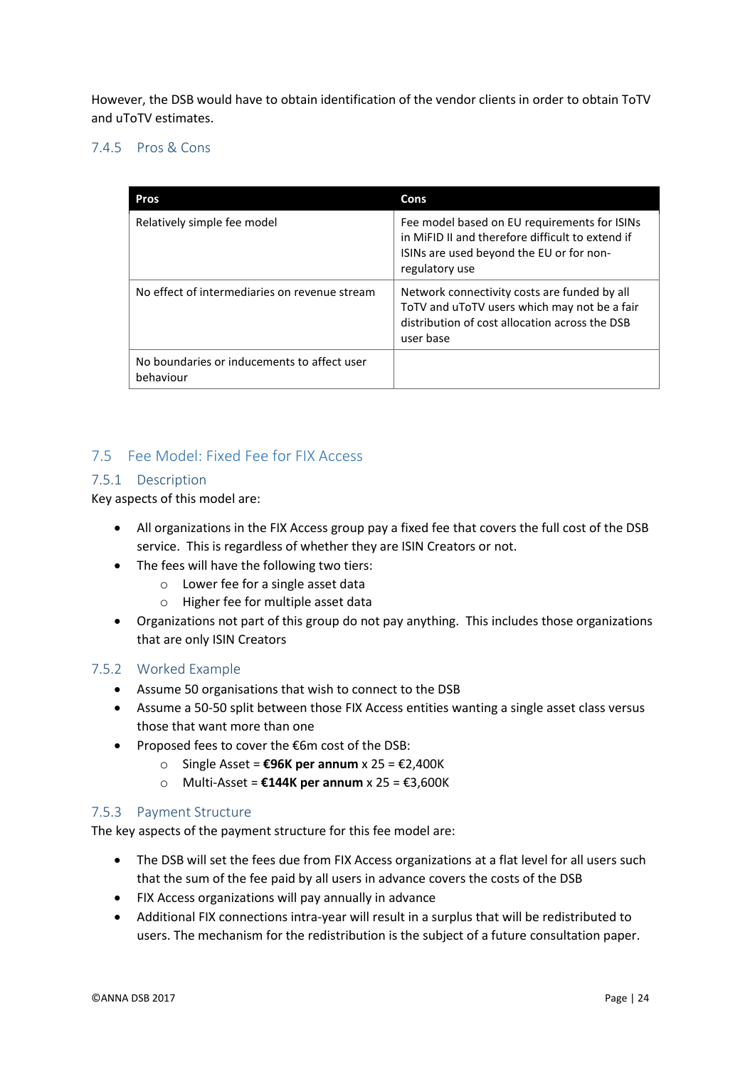However, the DSB would have to obtain identification of the vendor clients in order to obtain ToTV and uToTV estimates.

### 7.4.5 Pros & Cons

| Pros | Cons |
| --- | --- |
| Relatively simple fee model | Fee model based on EU requirements for ISINs in MiFID II and therefore difficult to extend if ISINs are used beyond the EU or for non-regulatory use |
| No effect of intermediaries on revenue stream | Network connectivity costs are funded by all ToTV and uToTV users which may not be a fair distribution of cost allocation across the DSB user base |
| No boundaries or inducements to affect user behaviour | |

## 7.5 Fee Model: Fixed Fee for FIX Access

### 7.5.1 Description

Key aspects of this model are:

- All organizations in the FIX Access group pay a fixed fee that covers the full cost of the DSB service. This is regardless of whether they are ISIN Creators or not.
- The fees will have the following two tiers:
  - Lower fee for a single asset data
  - Higher fee for multiple asset data
- Organizations not part of this group do not pay anything. This includes those organizations that are only ISIN Creators

### 7.5.2 Worked Example

- Assume 50 organisations that wish to connect to the DSB
- Assume a 50-50 split between those FIX Access entities wanting a single asset class versus those that want more than one
- Proposed fees to cover the €6m cost of the DSB:
  - Single Asset = **€96K per annum** x 25 = €2,400K
  - Multi-Asset = **€144K per annum** x 25 = €3,600K

### 7.5.3 Payment Structure

The key aspects of the payment structure for this fee model are:

- The DSB will set the fees due from FIX Access organizations at a flat level for all users such that the sum of the fee paid by all users in advance covers the costs of the DSB
- FIX Access organizations will pay annually in advance
- Additional FIX connections intra-year will result in a surplus that will be redistributed to users. The mechanism for the redistribution is the subject of a future consultation paper.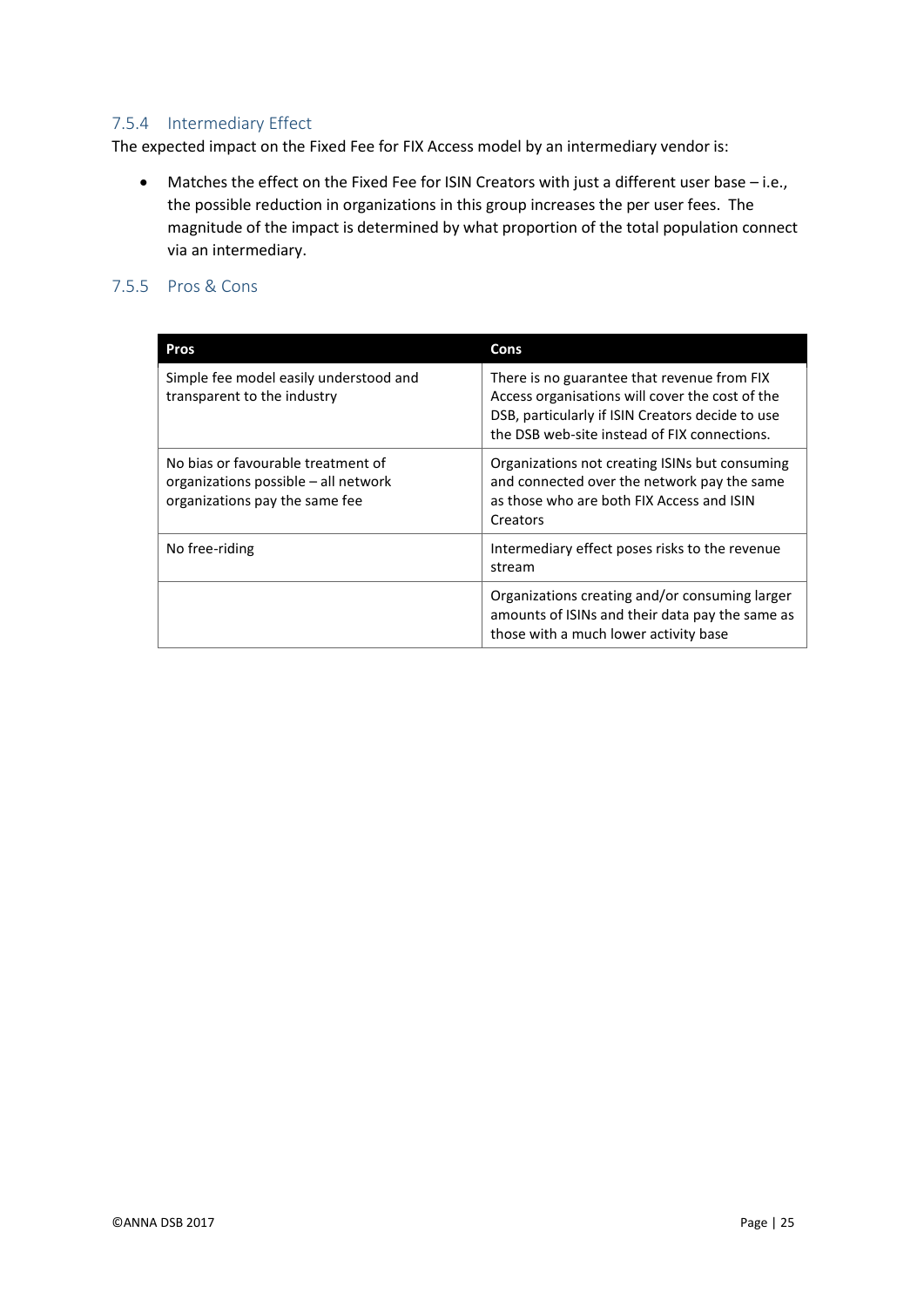### 7.5.4 Intermediary Effect

The expected impact on the Fixed Fee for FIX Access model by an intermediary vendor is:

- Matches the effect on the Fixed Fee for ISIN Creators with just a different user base – i.e., the possible reduction in organizations in this group increases the per user fees. The magnitude of the impact is determined by what proportion of the total population connect via an intermediary.

### 7.5.5 Pros & Cons

| Pros | Cons |
|---|---|
| Simple fee model easily understood and transparent to the industry | There is no guarantee that revenue from FIX Access organisations will cover the cost of the DSB, particularly if ISIN Creators decide to use the DSB web-site instead of FIX connections. |
| No bias or favourable treatment of organizations possible – all network organizations pay the same fee | Organizations not creating ISINs but consuming and connected over the network pay the same as those who are both FIX Access and ISIN Creators |
| No free-riding | Intermediary effect poses risks to the revenue stream |
| | Organizations creating and/or consuming larger amounts of ISINs and their data pay the same as those with a much lower activity base |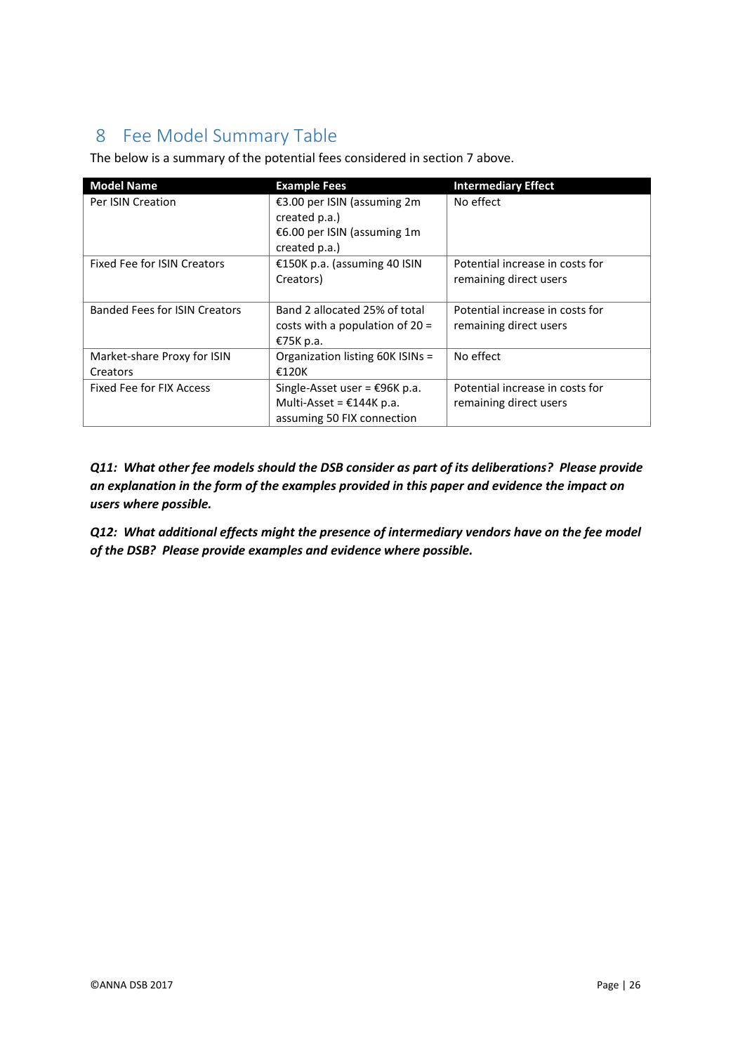# 8 Fee Model Summary Table

The below is a summary of the potential fees considered in section 7 above.

| Model Name | Example Fees | Intermediary Effect |
|---|---|---|
| Per ISIN Creation | €3.00 per ISIN (assuming 2m created p.a.)<br>€6.00 per ISIN (assuming 1m created p.a.) | No effect |
| Fixed Fee for ISIN Creators | €150K p.a. (assuming 40 ISIN Creators) | Potential increase in costs for remaining direct users |
| Banded Fees for ISIN Creators | Band 2 allocated 25% of total costs with a population of 20 = €75K p.a. | Potential increase in costs for remaining direct users |
| Market-share Proxy for ISIN Creators | Organization listing 60K ISINs = €120K | No effect |
| Fixed Fee for FIX Access | Single-Asset user = €96K p.a.<br>Multi-Asset = €144K p.a.<br>assuming 50 FIX connection | Potential increase in costs for remaining direct users |

***Q11: What other fee models should the DSB consider as part of its deliberations? Please provide an explanation in the form of the examples provided in this paper and evidence the impact on users where possible.***

***Q12: What additional effects might the presence of intermediary vendors have on the fee model of the DSB? Please provide examples and evidence where possible.***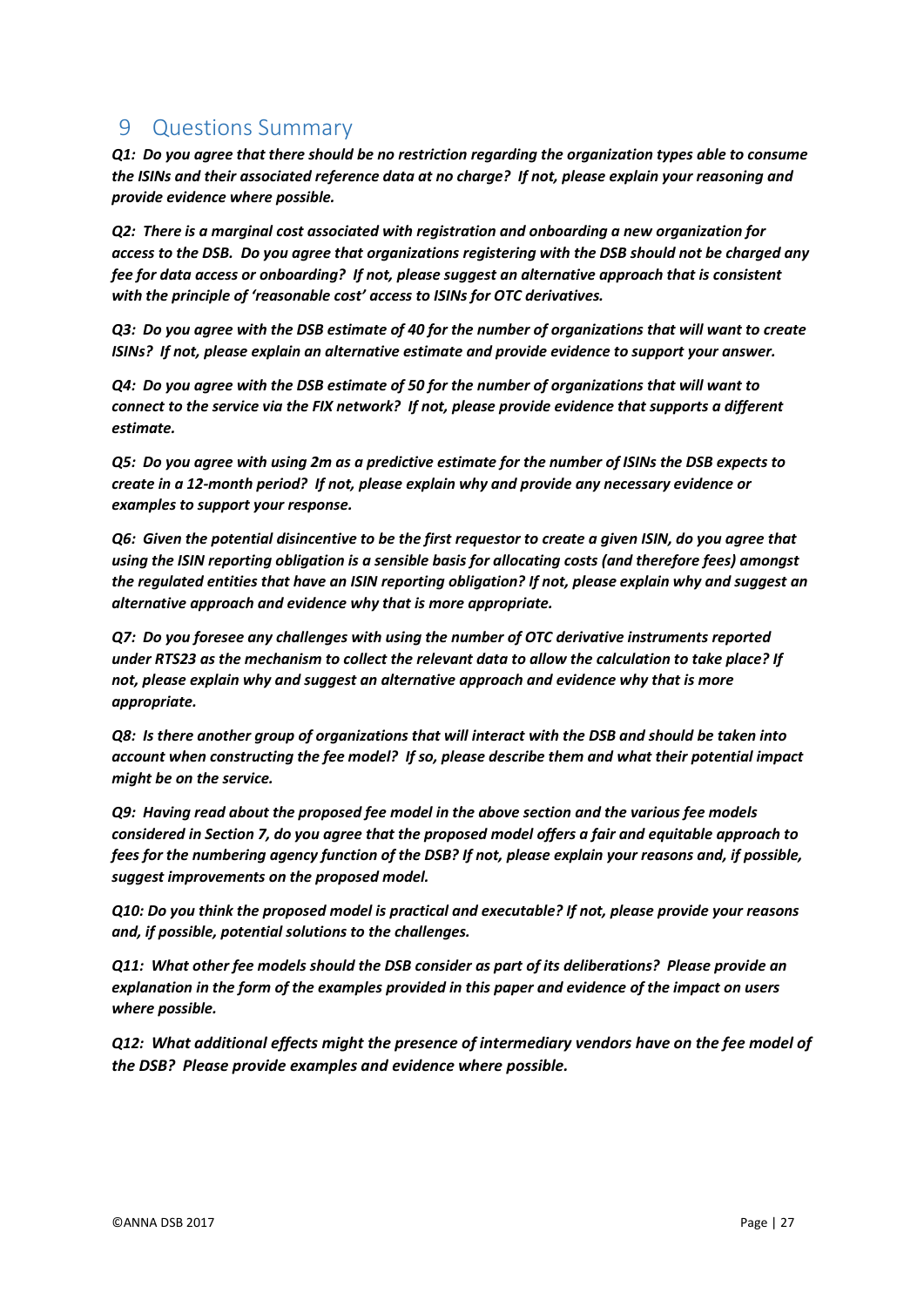# 9 Questions Summary

***Q1: Do you agree that there should be no restriction regarding the organization types able to consume the ISINs and their associated reference data at no charge? If not, please explain your reasoning and provide evidence where possible.***

***Q2: There is a marginal cost associated with registration and onboarding a new organization for access to the DSB. Do you agree that organizations registering with the DSB should not be charged any fee for data access or onboarding? If not, please suggest an alternative approach that is consistent with the principle of 'reasonable cost' access to ISINs for OTC derivatives.***

***Q3: Do you agree with the DSB estimate of 40 for the number of organizations that will want to create ISINs? If not, please explain an alternative estimate and provide evidence to support your answer.***

***Q4: Do you agree with the DSB estimate of 50 for the number of organizations that will want to connect to the service via the FIX network? If not, please provide evidence that supports a different estimate.***

***Q5: Do you agree with using 2m as a predictive estimate for the number of ISINs the DSB expects to create in a 12-month period? If not, please explain why and provide any necessary evidence or examples to support your response.***

***Q6: Given the potential disincentive to be the first requestor to create a given ISIN, do you agree that using the ISIN reporting obligation is a sensible basis for allocating costs (and therefore fees) amongst the regulated entities that have an ISIN reporting obligation? If not, please explain why and suggest an alternative approach and evidence why that is more appropriate.***

***Q7: Do you foresee any challenges with using the number of OTC derivative instruments reported under RTS23 as the mechanism to collect the relevant data to allow the calculation to take place? If not, please explain why and suggest an alternative approach and evidence why that is more appropriate.***

***Q8: Is there another group of organizations that will interact with the DSB and should be taken into account when constructing the fee model? If so, please describe them and what their potential impact might be on the service.***

***Q9: Having read about the proposed fee model in the above section and the various fee models considered in Section 7, do you agree that the proposed model offers a fair and equitable approach to fees for the numbering agency function of the DSB? If not, please explain your reasons and, if possible, suggest improvements on the proposed model.***

***Q10: Do you think the proposed model is practical and executable? If not, please provide your reasons and, if possible, potential solutions to the challenges.***

***Q11: What other fee models should the DSB consider as part of its deliberations? Please provide an explanation in the form of the examples provided in this paper and evidence of the impact on users where possible.***

***Q12: What additional effects might the presence of intermediary vendors have on the fee model of the DSB? Please provide examples and evidence where possible.***